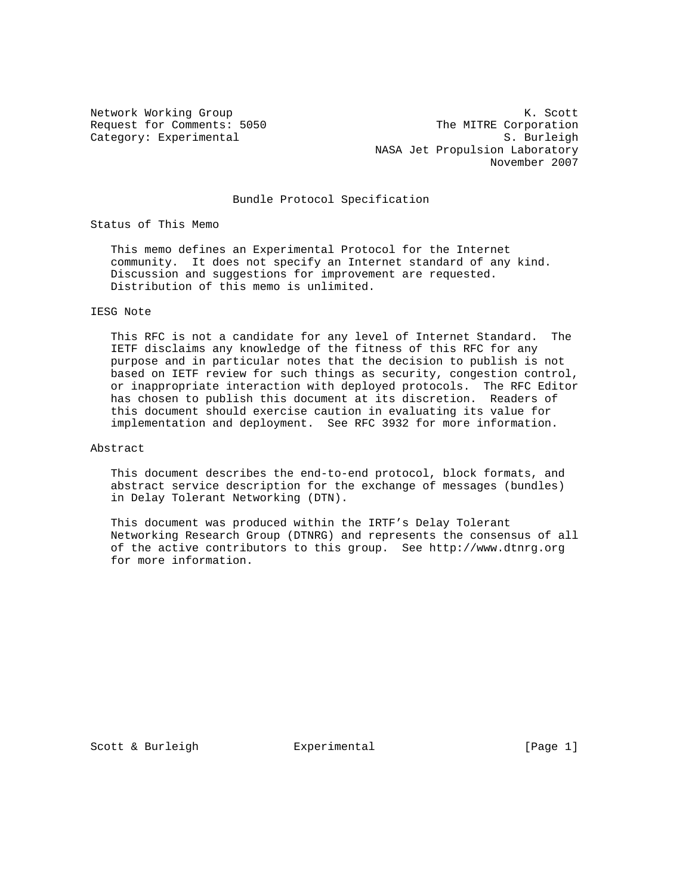Network Working Group K. Scott
Request for Comments: 5050 The MITRE Corporation
Category: Experimental S. Burleigh
NASA Jet Propulsion Laboratory
November 2007

# Bundle Protocol Specification

## Status of This Memo

This memo defines an Experimental Protocol for the Internet community. It does not specify an Internet standard of any kind. Discussion and suggestions for improvement are requested. Distribution of this memo is unlimited.

## IESG Note

This RFC is not a candidate for any level of Internet Standard. The IETF disclaims any knowledge of the fitness of this RFC for any purpose and in particular notes that the decision to publish is not based on IETF review for such things as security, congestion control, or inappropriate interaction with deployed protocols. The RFC Editor has chosen to publish this document at its discretion. Readers of this document should exercise caution in evaluating its value for implementation and deployment. See RFC 3932 for more information.

## Abstract

This document describes the end-to-end protocol, block formats, and abstract service description for the exchange of messages (bundles) in Delay Tolerant Networking (DTN).

This document was produced within the IRTF's Delay Tolerant Networking Research Group (DTNRG) and represents the consensus of all of the active contributors to this group. See http://www.dtnrg.org for more information.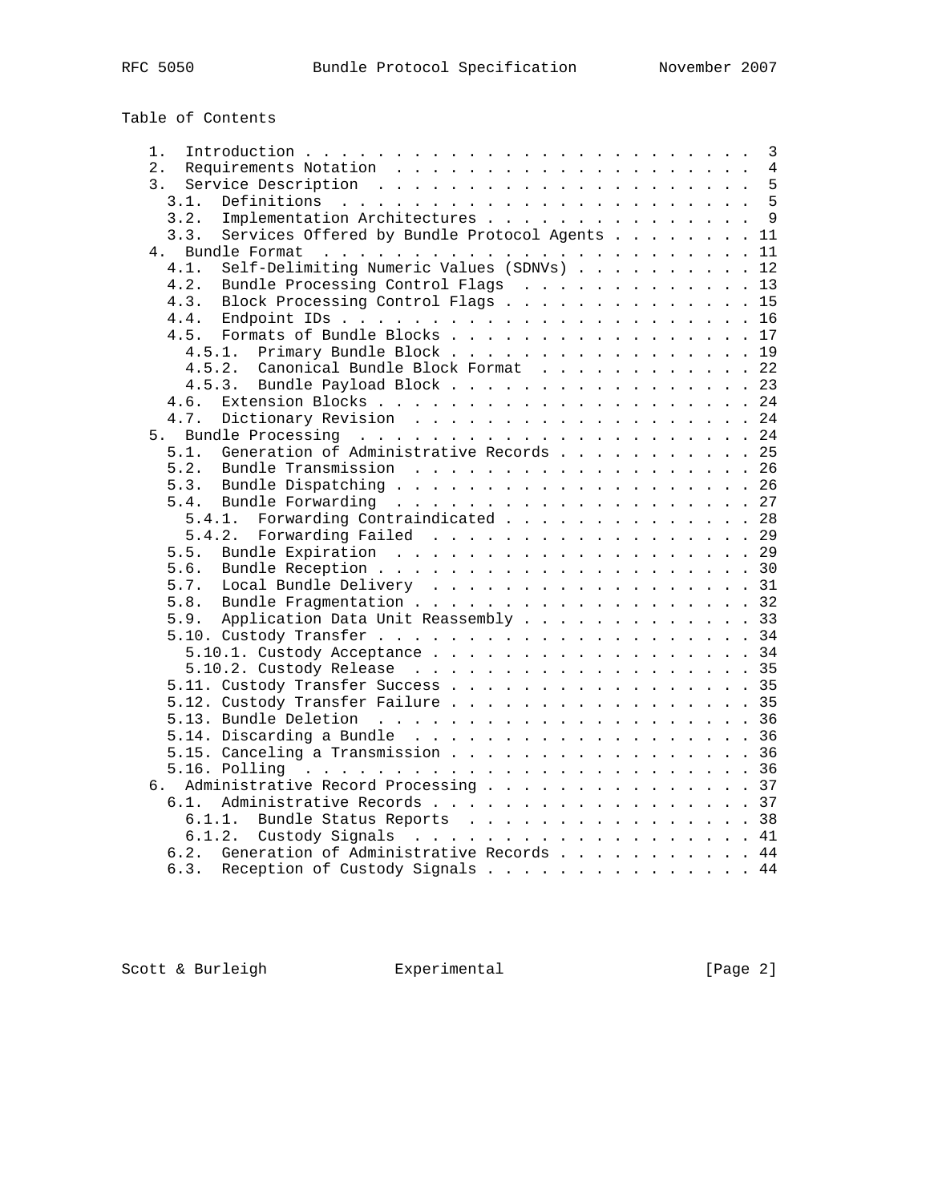Table of Contents

```
   1.  Introduction . . . . . . . . . . . . . . . . . . . . . . . . .  3
   2.  Requirements Notation  . . . . . . . . . . . . . . . . . . . .  4
   3.  Service Description  . . . . . . . . . . . . . . . . . . . . .  5
     3.1.  Definitions  . . . . . . . . . . . . . . . . . . . . . . .  5
     3.2.  Implementation Architectures . . . . . . . . . . . . . . .  9
     3.3.  Services Offered by Bundle Protocol Agents . . . . . . . . 11
   4.  Bundle Format  . . . . . . . . . . . . . . . . . . . . . . . . 11
     4.1.  Self-Delimiting Numeric Values (SDNVs) . . . . . . . . . . 12
     4.2.  Bundle Processing Control Flags  . . . . . . . . . . . . . 13
     4.3.  Block Processing Control Flags . . . . . . . . . . . . . . 15
     4.4.  Endpoint IDs . . . . . . . . . . . . . . . . . . . . . . . 16
     4.5.  Formats of Bundle Blocks . . . . . . . . . . . . . . . . . 17
       4.5.1.  Primary Bundle Block . . . . . . . . . . . . . . . . . 19
       4.5.2.  Canonical Bundle Block Format  . . . . . . . . . . . . 22
       4.5.3.  Bundle Payload Block . . . . . . . . . . . . . . . . . 23
     4.6.  Extension Blocks . . . . . . . . . . . . . . . . . . . . . 24
     4.7.  Dictionary Revision  . . . . . . . . . . . . . . . . . . . 24
   5.  Bundle Processing  . . . . . . . . . . . . . . . . . . . . . . 24
     5.1.  Generation of Administrative Records . . . . . . . . . . . 25
     5.2.  Bundle Transmission  . . . . . . . . . . . . . . . . . . . 26
     5.3.  Bundle Dispatching . . . . . . . . . . . . . . . . . . . . 26
     5.4.  Bundle Forwarding  . . . . . . . . . . . . . . . . . . . . 27
       5.4.1.  Forwarding Contraindicated . . . . . . . . . . . . . . 28
       5.4.2.  Forwarding Failed  . . . . . . . . . . . . . . . . . . 29
     5.5.  Bundle Expiration  . . . . . . . . . . . . . . . . . . . . 29
     5.6.  Bundle Reception . . . . . . . . . . . . . . . . . . . . . 30
     5.7.  Local Bundle Delivery  . . . . . . . . . . . . . . . . . . 31
     5.8.  Bundle Fragmentation . . . . . . . . . . . . . . . . . . . 32
     5.9.  Application Data Unit Reassembly . . . . . . . . . . . . . 33
     5.10. Custody Transfer . . . . . . . . . . . . . . . . . . . . . 34
       5.10.1. Custody Acceptance . . . . . . . . . . . . . . . . . . 34
       5.10.2. Custody Release  . . . . . . . . . . . . . . . . . . . 35
     5.11. Custody Transfer Success . . . . . . . . . . . . . . . . . 35
     5.12. Custody Transfer Failure . . . . . . . . . . . . . . . . . 35
     5.13. Bundle Deletion  . . . . . . . . . . . . . . . . . . . . . 36
     5.14. Discarding a Bundle  . . . . . . . . . . . . . . . . . . . 36
     5.15. Canceling a Transmission . . . . . . . . . . . . . . . . . 36
     5.16. Polling  . . . . . . . . . . . . . . . . . . . . . . . . . 36
   6.  Administrative Record Processing . . . . . . . . . . . . . . . 37
     6.1.  Administrative Records . . . . . . . . . . . . . . . . . . 37
       6.1.1.  Bundle Status Reports  . . . . . . . . . . . . . . . . 38
       6.1.2.  Custody Signals  . . . . . . . . . . . . . . . . . . . 41
     6.2.  Generation of Administrative Records . . . . . . . . . . . 44
     6.3.  Reception of Custody Signals . . . . . . . . . . . . . . . 44
```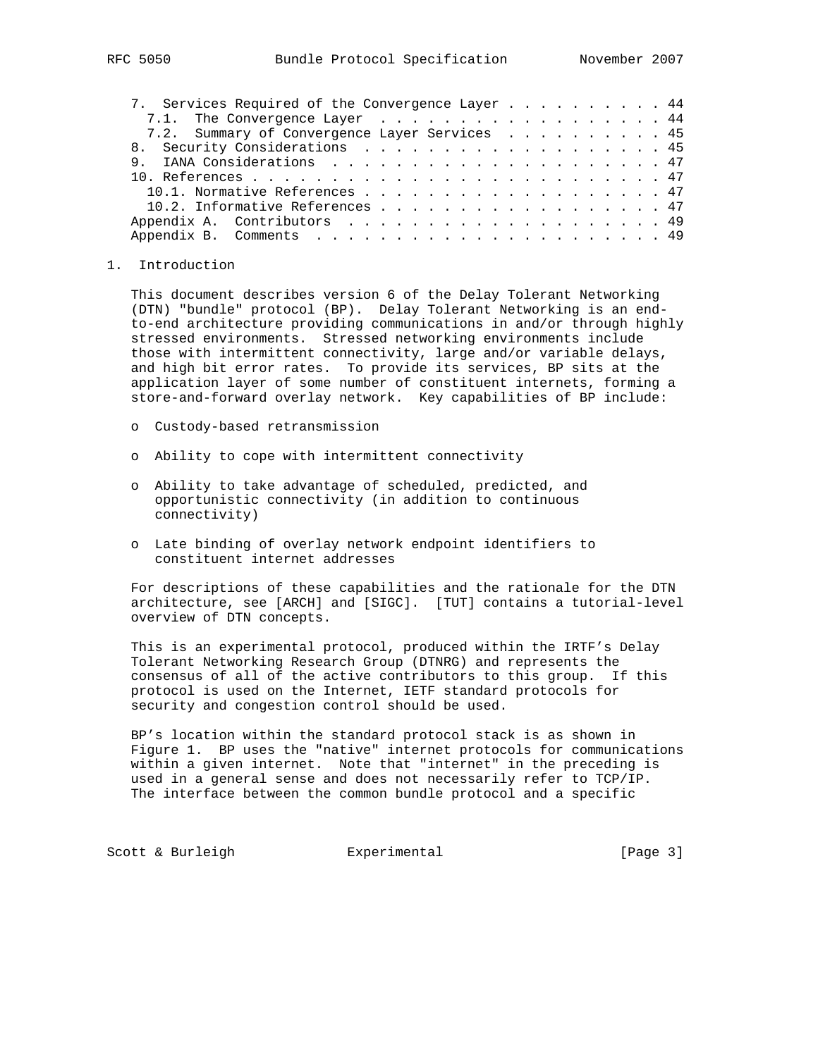7. Services Required of the Convergence Layer . . . . . . . . . . 44
  7.1. The Convergence Layer . . . . . . . . . . . . . . . . . . . 44
  7.2. Summary of Convergence Layer Services . . . . . . . . . . 45
8. Security Considerations . . . . . . . . . . . . . . . . . . . 45
9. IANA Considerations . . . . . . . . . . . . . . . . . . . . . 47
10. References . . . . . . . . . . . . . . . . . . . . . . . . . 47
  10.1. Normative References . . . . . . . . . . . . . . . . . . . 47
  10.2. Informative References . . . . . . . . . . . . . . . . . . 47
Appendix A. Contributors . . . . . . . . . . . . . . . . . . . . 49
Appendix B. Comments . . . . . . . . . . . . . . . . . . . . . . 49

# 1. Introduction

This document describes version 6 of the Delay Tolerant Networking (DTN) "bundle" protocol (BP). Delay Tolerant Networking is an end-to-end architecture providing communications in and/or through highly stressed environments. Stressed networking environments include those with intermittent connectivity, large and/or variable delays, and high bit error rates. To provide its services, BP sits at the application layer of some number of constituent internets, forming a store-and-forward overlay network. Key capabilities of BP include:

- Custody-based retransmission
- Ability to cope with intermittent connectivity
- Ability to take advantage of scheduled, predicted, and opportunistic connectivity (in addition to continuous connectivity)
- Late binding of overlay network endpoint identifiers to constituent internet addresses

For descriptions of these capabilities and the rationale for the DTN architecture, see [ARCH] and [SIGC]. [TUT] contains a tutorial-level overview of DTN concepts.

This is an experimental protocol, produced within the IRTF's Delay Tolerant Networking Research Group (DTNRG) and represents the consensus of all of the active contributors to this group. If this protocol is used on the Internet, IETF standard protocols for security and congestion control should be used.

BP's location within the standard protocol stack is as shown in Figure 1. BP uses the "native" internet protocols for communications within a given internet. Note that "internet" in the preceding is used in a general sense and does not necessarily refer to TCP/IP. The interface between the common bundle protocol and a specific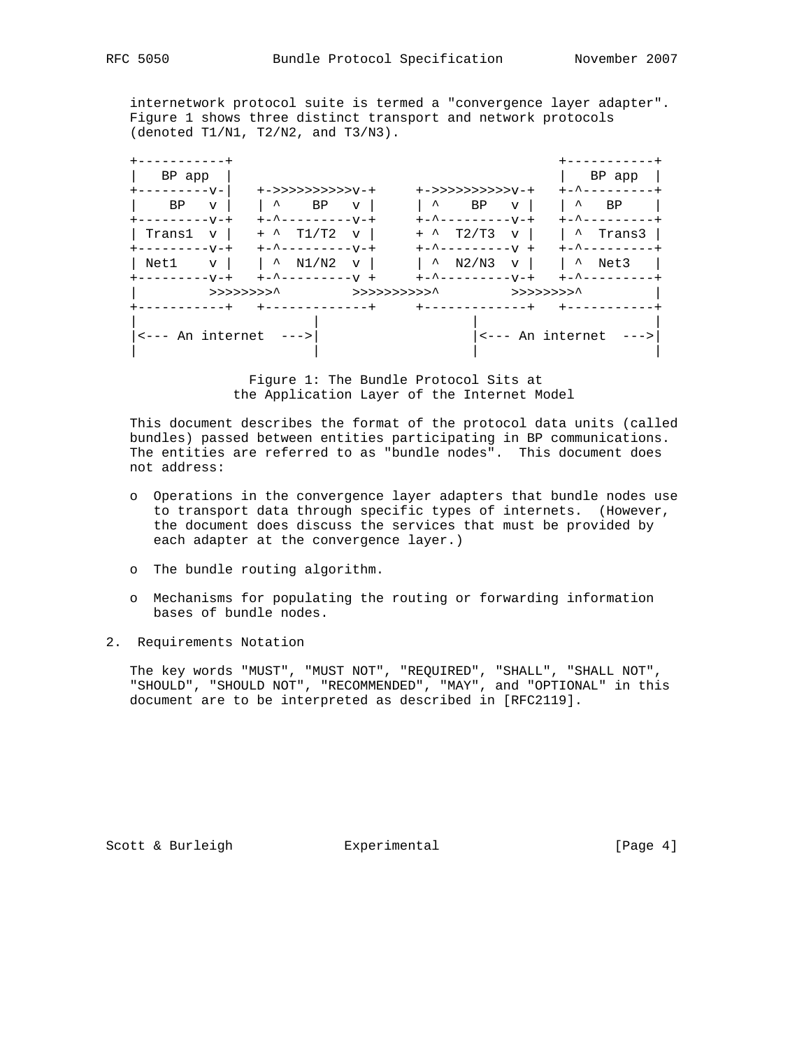internetwork protocol suite is termed a "convergence layer adapter". Figure 1 shows three distinct transport and network protocols (denoted T1/N1, T2/N2, and T3/N3).

```
+-----------+                                         +-----------+
|   BP app  |                                         |   BP app  |
+---------v-|   +->>>>>>>>>>v-+     +->>>>>>>>>>v-+   +-^---------+
|    BP   v |   | ^    BP   v |     | ^    BP   v |   | ^   BP    |
+---------v-+   +-^---------v-+     +-^---------v-+   +-^---------+
| Trans1  v |   + ^  T1/T2  v |     + ^  T2/T3  v |   | ^  Trans3 |
+---------v-+   +-^---------v-+     +-^---------v +   +-^---------+
| Net1    v |   | ^  N1/N2  v |     | ^  N2/N3  v |   | ^  Net3   |
+---------v-+   +-^---------v +     +-^---------v-+   +-^---------+
|         >>>>>>>>^         >>>>>>>>>>^         >>>>>>>>^         |
+-----------+   +-------------+     +-------------+   +-----------+
|                     |                   |                       |
|<--- An internet  --->|                   |<--- An internet  --->|
|                     |                   |                       |
```

Figure 1: The Bundle Protocol Sits at the Application Layer of the Internet Model

This document describes the format of the protocol data units (called bundles) passed between entities participating in BP communications. The entities are referred to as "bundle nodes". This document does not address:

- Operations in the convergence layer adapters that bundle nodes use to transport data through specific types of internets. (However, the document does discuss the services that must be provided by each adapter at the convergence layer.)
- The bundle routing algorithm.
- Mechanisms for populating the routing or forwarding information bases of bundle nodes.

## 2. Requirements Notation

The key words "MUST", "MUST NOT", "REQUIRED", "SHALL", "SHALL NOT", "SHOULD", "SHOULD NOT", "RECOMMENDED", "MAY", and "OPTIONAL" in this document are to be interpreted as described in [RFC2119].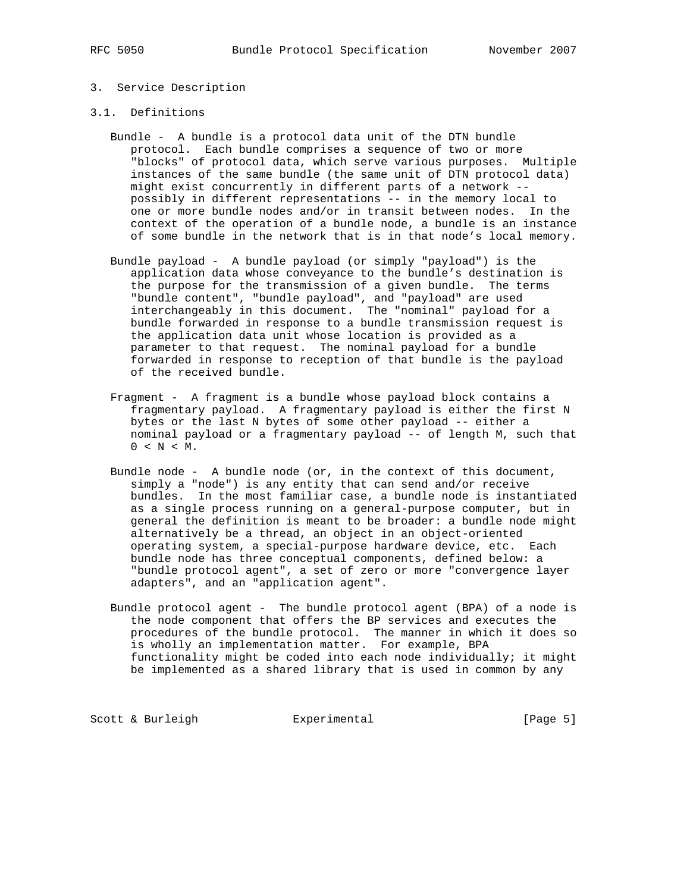# 3. Service Description

## 3.1. Definitions

Bundle - A bundle is a protocol data unit of the DTN bundle protocol. Each bundle comprises a sequence of two or more "blocks" of protocol data, which serve various purposes. Multiple instances of the same bundle (the same unit of DTN protocol data) might exist concurrently in different parts of a network -- possibly in different representations -- in the memory local to one or more bundle nodes and/or in transit between nodes. In the context of the operation of a bundle node, a bundle is an instance of some bundle in the network that is in that node's local memory.

Bundle payload - A bundle payload (or simply "payload") is the application data whose conveyance to the bundle's destination is the purpose for the transmission of a given bundle. The terms "bundle content", "bundle payload", and "payload" are used interchangeably in this document. The "nominal" payload for a bundle forwarded in response to a bundle transmission request is the application data unit whose location is provided as a parameter to that request. The nominal payload for a bundle forwarded in response to reception of that bundle is the payload of the received bundle.

Fragment - A fragment is a bundle whose payload block contains a fragmentary payload. A fragmentary payload is either the first N bytes or the last N bytes of some other payload -- either a nominal payload or a fragmentary payload -- of length M, such that $0 < N < M$.

Bundle node - A bundle node (or, in the context of this document, simply a "node") is any entity that can send and/or receive bundles. In the most familiar case, a bundle node is instantiated as a single process running on a general-purpose computer, but in general the definition is meant to be broader: a bundle node might alternatively be a thread, an object in an object-oriented operating system, a special-purpose hardware device, etc. Each bundle node has three conceptual components, defined below: a "bundle protocol agent", a set of zero or more "convergence layer adapters", and an "application agent".

Bundle protocol agent - The bundle protocol agent (BPA) of a node is the node component that offers the BP services and executes the procedures of the bundle protocol. The manner in which it does so is wholly an implementation matter. For example, BPA functionality might be coded into each node individually; it might be implemented as a shared library that is used in common by any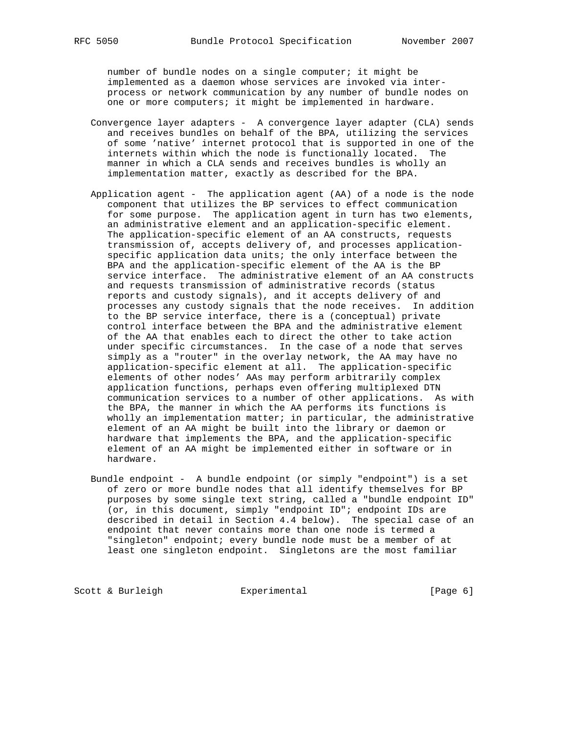number of bundle nodes on a single computer; it might be implemented as a daemon whose services are invoked via inter-process or network communication by any number of bundle nodes on one or more computers; it might be implemented in hardware.

Convergence layer adapters - A convergence layer adapter (CLA) sends and receives bundles on behalf of the BPA, utilizing the services of some 'native' internet protocol that is supported in one of the internets within which the node is functionally located. The manner in which a CLA sends and receives bundles is wholly an implementation matter, exactly as described for the BPA.

Application agent - The application agent (AA) of a node is the node component that utilizes the BP services to effect communication for some purpose. The application agent in turn has two elements, an administrative element and an application-specific element. The application-specific element of an AA constructs, requests transmission of, accepts delivery of, and processes application-specific application data units; the only interface between the BPA and the application-specific element of the AA is the BP service interface. The administrative element of an AA constructs and requests transmission of administrative records (status reports and custody signals), and it accepts delivery of and processes any custody signals that the node receives. In addition to the BP service interface, there is a (conceptual) private control interface between the BPA and the administrative element of the AA that enables each to direct the other to take action under specific circumstances. In the case of a node that serves simply as a "router" in the overlay network, the AA may have no application-specific element at all. The application-specific elements of other nodes' AAs may perform arbitrarily complex application functions, perhaps even offering multiplexed DTN communication services to a number of other applications. As with the BPA, the manner in which the AA performs its functions is wholly an implementation matter; in particular, the administrative element of an AA might be built into the library or daemon or hardware that implements the BPA, and the application-specific element of an AA might be implemented either in software or in hardware.

Bundle endpoint - A bundle endpoint (or simply "endpoint") is a set of zero or more bundle nodes that all identify themselves for BP purposes by some single text string, called a "bundle endpoint ID" (or, in this document, simply "endpoint ID"; endpoint IDs are described in detail in Section 4.4 below). The special case of an endpoint that never contains more than one node is termed a "singleton" endpoint; every bundle node must be a member of at least one singleton endpoint. Singletons are the most familiar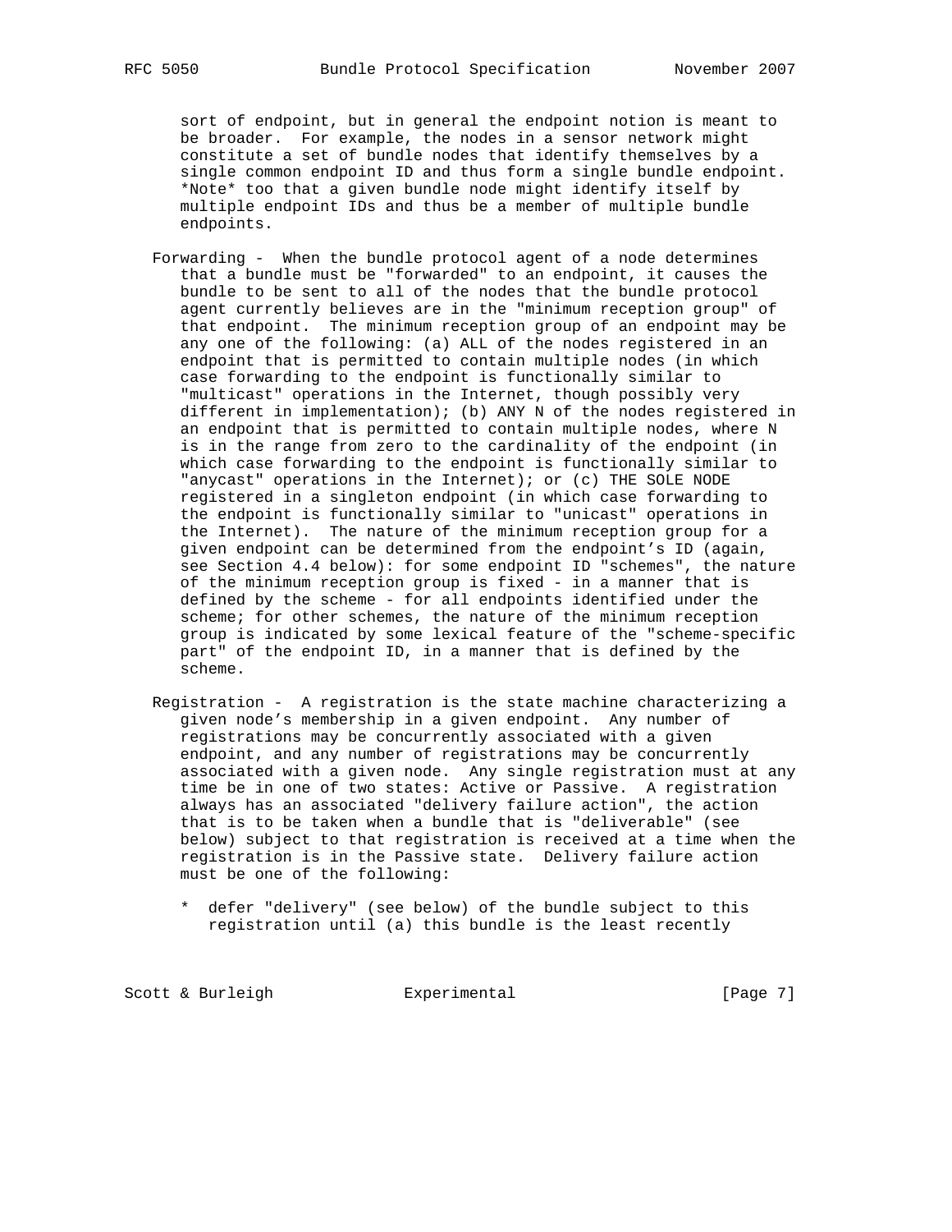sort of endpoint, but in general the endpoint notion is meant to be broader. For example, the nodes in a sensor network might constitute a set of bundle nodes that identify themselves by a single common endpoint ID and thus form a single bundle endpoint. *Note* too that a given bundle node might identify itself by multiple endpoint IDs and thus be a member of multiple bundle endpoints.

Forwarding - When the bundle protocol agent of a node determines that a bundle must be "forwarded" to an endpoint, it causes the bundle to be sent to all of the nodes that the bundle protocol agent currently believes are in the "minimum reception group" of that endpoint. The minimum reception group of an endpoint may be any one of the following: (a) ALL of the nodes registered in an endpoint that is permitted to contain multiple nodes (in which case forwarding to the endpoint is functionally similar to "multicast" operations in the Internet, though possibly very different in implementation); (b) ANY N of the nodes registered in an endpoint that is permitted to contain multiple nodes, where N is in the range from zero to the cardinality of the endpoint (in which case forwarding to the endpoint is functionally similar to "anycast" operations in the Internet); or (c) THE SOLE NODE registered in a singleton endpoint (in which case forwarding to the endpoint is functionally similar to "unicast" operations in the Internet). The nature of the minimum reception group for a given endpoint can be determined from the endpoint's ID (again, see Section 4.4 below): for some endpoint ID "schemes", the nature of the minimum reception group is fixed - in a manner that is defined by the scheme - for all endpoints identified under the scheme; for other schemes, the nature of the minimum reception group is indicated by some lexical feature of the "scheme-specific part" of the endpoint ID, in a manner that is defined by the scheme.

Registration - A registration is the state machine characterizing a given node's membership in a given endpoint. Any number of registrations may be concurrently associated with a given endpoint, and any number of registrations may be concurrently associated with a given node. Any single registration must at any time be in one of two states: Active or Passive. A registration always has an associated "delivery failure action", the action that is to be taken when a bundle that is "deliverable" (see below) subject to that registration is received at a time when the registration is in the Passive state. Delivery failure action must be one of the following:

* defer "delivery" (see below) of the bundle subject to this registration until (a) this bundle is the least recently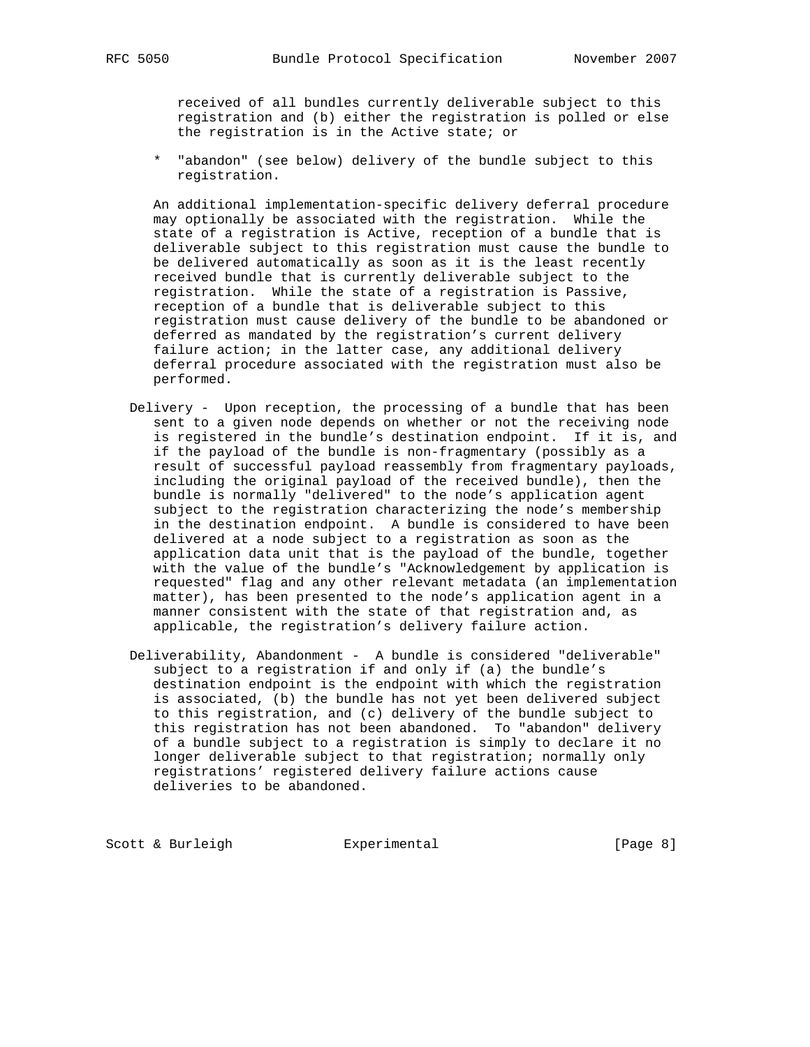received of all bundles currently deliverable subject to this registration and (b) either the registration is polled or else the registration is in the Active state; or

* "abandon" (see below) delivery of the bundle subject to this registration.

An additional implementation-specific delivery deferral procedure may optionally be associated with the registration. While the state of a registration is Active, reception of a bundle that is deliverable subject to this registration must cause the bundle to be delivered automatically as soon as it is the least recently received bundle that is currently deliverable subject to the registration. While the state of a registration is Passive, reception of a bundle that is deliverable subject to this registration must cause delivery of the bundle to be abandoned or deferred as mandated by the registration's current delivery failure action; in the latter case, any additional delivery deferral procedure associated with the registration must also be performed.

Delivery - Upon reception, the processing of a bundle that has been sent to a given node depends on whether or not the receiving node is registered in the bundle's destination endpoint. If it is, and if the payload of the bundle is non-fragmentary (possibly as a result of successful payload reassembly from fragmentary payloads, including the original payload of the received bundle), then the bundle is normally "delivered" to the node's application agent subject to the registration characterizing the node's membership in the destination endpoint. A bundle is considered to have been delivered at a node subject to a registration as soon as the application data unit that is the payload of the bundle, together with the value of the bundle's "Acknowledgement by application is requested" flag and any other relevant metadata (an implementation matter), has been presented to the node's application agent in a manner consistent with the state of that registration and, as applicable, the registration's delivery failure action.

Deliverability, Abandonment - A bundle is considered "deliverable" subject to a registration if and only if (a) the bundle's destination endpoint is the endpoint with which the registration is associated, (b) the bundle has not yet been delivered subject to this registration, and (c) delivery of the bundle subject to this registration has not been abandoned. To "abandon" delivery of a bundle subject to a registration is simply to declare it no longer deliverable subject to that registration; normally only registrations' registered delivery failure actions cause deliveries to be abandoned.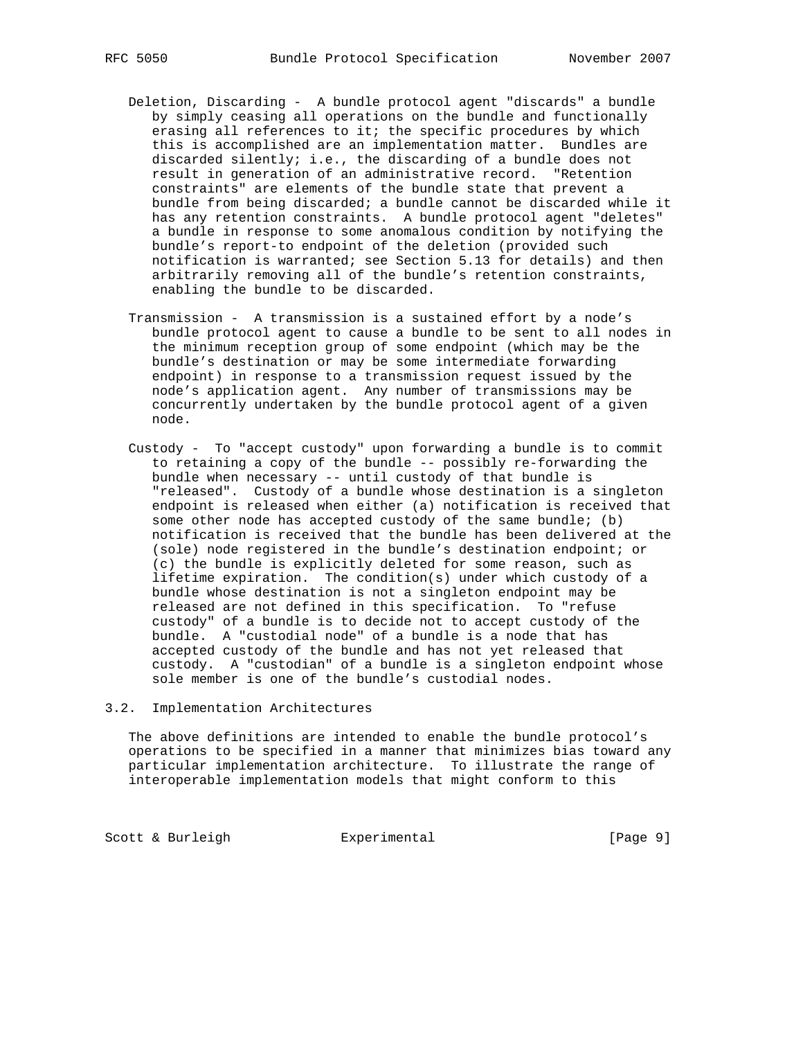Deletion, Discarding - A bundle protocol agent "discards" a bundle by simply ceasing all operations on the bundle and functionally erasing all references to it; the specific procedures by which this is accomplished are an implementation matter. Bundles are discarded silently; i.e., the discarding of a bundle does not result in generation of an administrative record. "Retention constraints" are elements of the bundle state that prevent a bundle from being discarded; a bundle cannot be discarded while it has any retention constraints. A bundle protocol agent "deletes" a bundle in response to some anomalous condition by notifying the bundle's report-to endpoint of the deletion (provided such notification is warranted; see Section 5.13 for details) and then arbitrarily removing all of the bundle's retention constraints, enabling the bundle to be discarded.

Transmission - A transmission is a sustained effort by a node's bundle protocol agent to cause a bundle to be sent to all nodes in the minimum reception group of some endpoint (which may be the bundle's destination or may be some intermediate forwarding endpoint) in response to a transmission request issued by the node's application agent. Any number of transmissions may be concurrently undertaken by the bundle protocol agent of a given node.

Custody - To "accept custody" upon forwarding a bundle is to commit to retaining a copy of the bundle -- possibly re-forwarding the bundle when necessary -- until custody of that bundle is "released". Custody of a bundle whose destination is a singleton endpoint is released when either (a) notification is received that some other node has accepted custody of the same bundle; (b) notification is received that the bundle has been delivered at the (sole) node registered in the bundle's destination endpoint; or (c) the bundle is explicitly deleted for some reason, such as lifetime expiration. The condition(s) under which custody of a bundle whose destination is not a singleton endpoint may be released are not defined in this specification. To "refuse custody" of a bundle is to decide not to accept custody of the bundle. A "custodial node" of a bundle is a node that has accepted custody of the bundle and has not yet released that custody. A "custodian" of a bundle is a singleton endpoint whose sole member is one of the bundle's custodial nodes.

## 3.2. Implementation Architectures

The above definitions are intended to enable the bundle protocol's operations to be specified in a manner that minimizes bias toward any particular implementation architecture. To illustrate the range of interoperable implementation models that might conform to this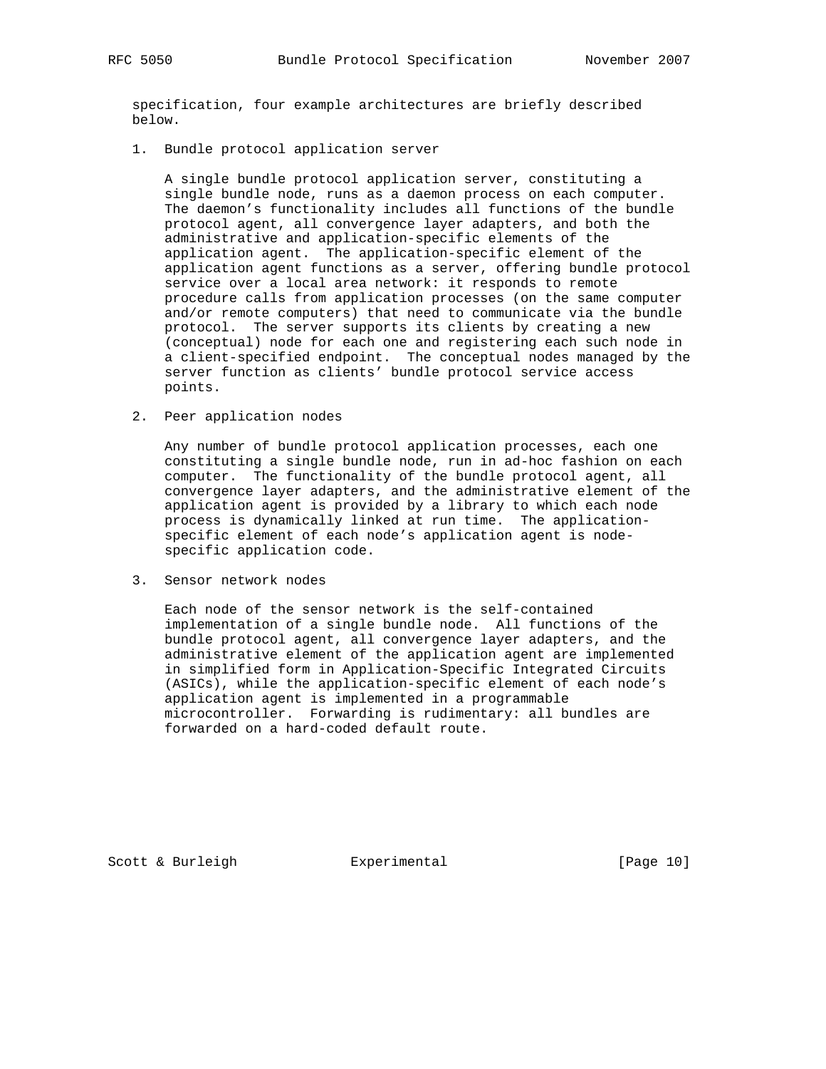specification, four example architectures are briefly described below.

1. Bundle protocol application server

   A single bundle protocol application server, constituting a single bundle node, runs as a daemon process on each computer. The daemon's functionality includes all functions of the bundle protocol agent, all convergence layer adapters, and both the administrative and application-specific elements of the application agent. The application-specific element of the application agent functions as a server, offering bundle protocol service over a local area network: it responds to remote procedure calls from application processes (on the same computer and/or remote computers) that need to communicate via the bundle protocol. The server supports its clients by creating a new (conceptual) node for each one and registering each such node in a client-specified endpoint. The conceptual nodes managed by the server function as clients' bundle protocol service access points.

2. Peer application nodes

   Any number of bundle protocol application processes, each one constituting a single bundle node, run in ad-hoc fashion on each computer. The functionality of the bundle protocol agent, all convergence layer adapters, and the administrative element of the application agent is provided by a library to which each node process is dynamically linked at run time. The application-specific element of each node's application agent is node-specific application code.

3. Sensor network nodes

   Each node of the sensor network is the self-contained implementation of a single bundle node. All functions of the bundle protocol agent, all convergence layer adapters, and the administrative element of the application agent are implemented in simplified form in Application-Specific Integrated Circuits (ASICs), while the application-specific element of each node's application agent is implemented in a programmable microcontroller. Forwarding is rudimentary: all bundles are forwarded on a hard-coded default route.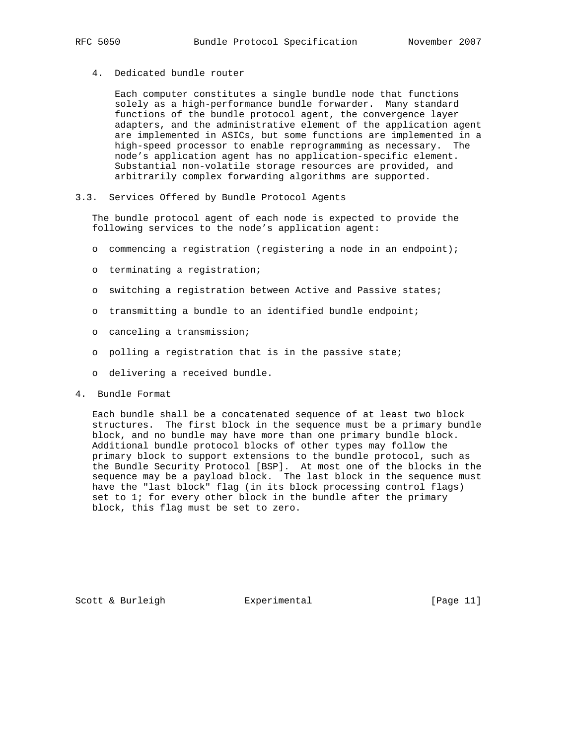4. Dedicated bundle router

   Each computer constitutes a single bundle node that functions solely as a high-performance bundle forwarder. Many standard functions of the bundle protocol agent, the convergence layer adapters, and the administrative element of the application agent are implemented in ASICs, but some functions are implemented in a high-speed processor to enable reprogramming as necessary. The node's application agent has no application-specific element. Substantial non-volatile storage resources are provided, and arbitrarily complex forwarding algorithms are supported.

## 3.3. Services Offered by Bundle Protocol Agents

The bundle protocol agent of each node is expected to provide the following services to the node's application agent:

- commencing a registration (registering a node in an endpoint);
- terminating a registration;
- switching a registration between Active and Passive states;
- transmitting a bundle to an identified bundle endpoint;
- canceling a transmission;
- polling a registration that is in the passive state;
- delivering a received bundle.

# 4. Bundle Format

Each bundle shall be a concatenated sequence of at least two block structures. The first block in the sequence must be a primary bundle block, and no bundle may have more than one primary bundle block. Additional bundle protocol blocks of other types may follow the primary block to support extensions to the bundle protocol, such as the Bundle Security Protocol [BSP]. At most one of the blocks in the sequence may be a payload block. The last block in the sequence must have the "last block" flag (in its block processing control flags) set to 1; for every other block in the bundle after the primary block, this flag must be set to zero.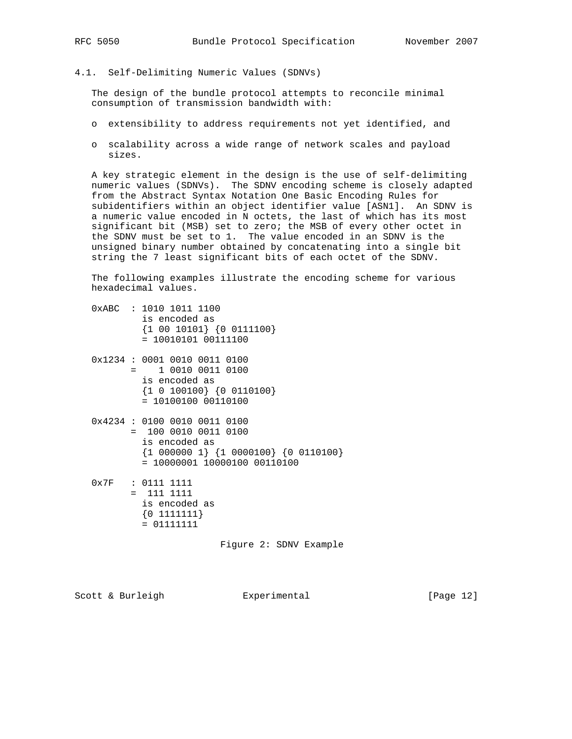### 4.1. Self-Delimiting Numeric Values (SDNVs)

The design of the bundle protocol attempts to reconcile minimal consumption of transmission bandwidth with:

- extensibility to address requirements not yet identified, and
- scalability across a wide range of network scales and payload sizes.

A key strategic element in the design is the use of self-delimiting numeric values (SDNVs). The SDNV encoding scheme is closely adapted from the Abstract Syntax Notation One Basic Encoding Rules for subidentifiers within an object identifier value [ASN1]. An SDNV is a numeric value encoded in N octets, the last of which has its most significant bit (MSB) set to zero; the MSB of every other octet in the SDNV must be set to 1. The value encoded in an SDNV is the unsigned binary number obtained by concatenating into a single bit string the 7 least significant bits of each octet of the SDNV.

The following examples illustrate the encoding scheme for various hexadecimal values.

```
0xABC  : 1010 1011 1100
         is encoded as
         {1 00 10101} {0 0111100}
         = 10010101 00111100

0x1234 : 0001 0010 0011 0100
       =    1 0010 0011 0100
         is encoded as
         {1 0 100100} {0 0110100}
         = 10100100 00110100

0x4234 : 0100 0010 0011 0100
       =  100 0010 0011 0100
         is encoded as
         {1 000000 1} {1 0000100} {0 0110100}
         = 10000001 10000100 00110100

0x7F   : 0111 1111
       =  111 1111
         is encoded as
         {0 1111111}
         = 01111111
```

Figure 2: SDNV Example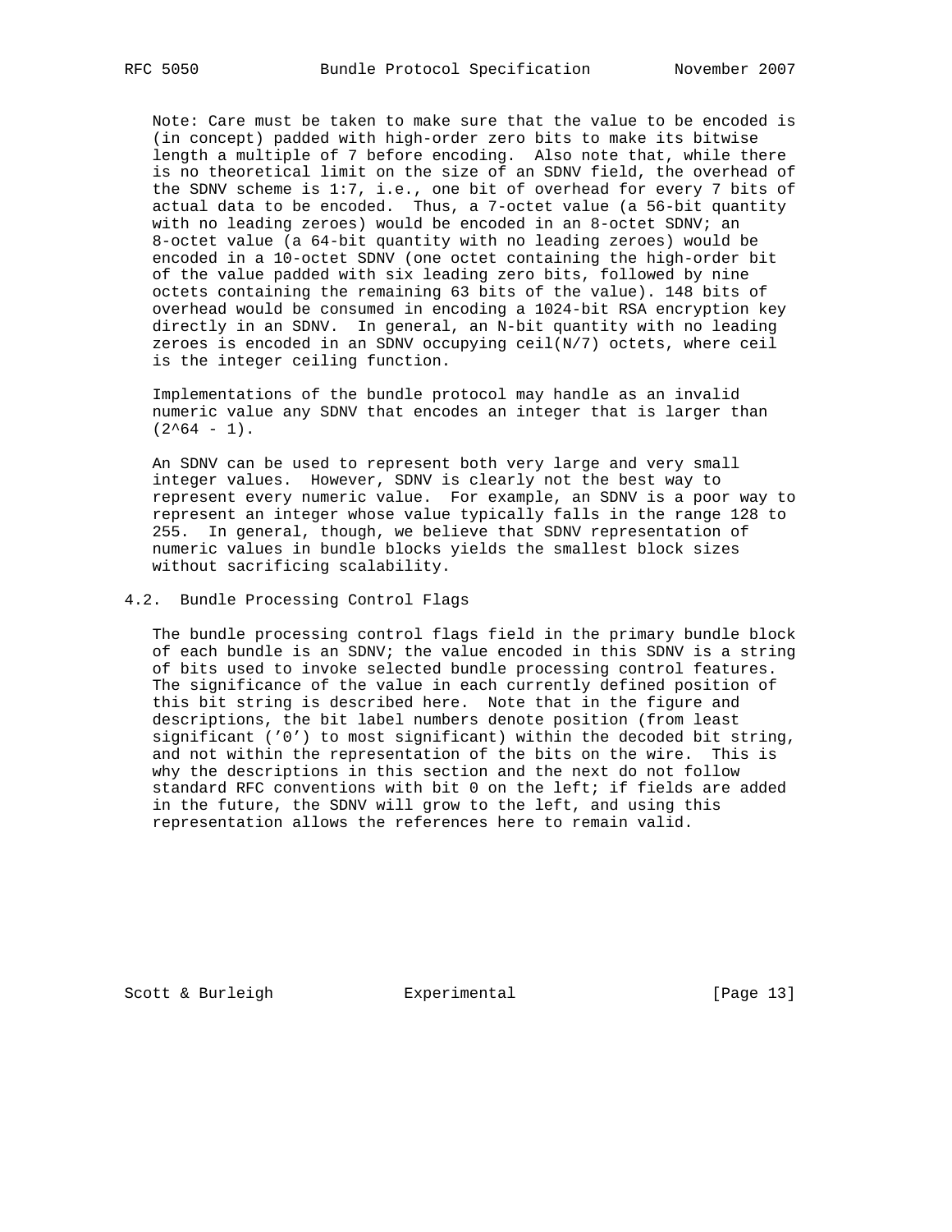Note: Care must be taken to make sure that the value to be encoded is (in concept) padded with high-order zero bits to make its bitwise length a multiple of 7 before encoding. Also note that, while there is no theoretical limit on the size of an SDNV field, the overhead of the SDNV scheme is 1:7, i.e., one bit of overhead for every 7 bits of actual data to be encoded. Thus, a 7-octet value (a 56-bit quantity with no leading zeroes) would be encoded in an 8-octet SDNV; an 8-octet value (a 64-bit quantity with no leading zeroes) would be encoded in a 10-octet SDNV (one octet containing the high-order bit of the value padded with six leading zero bits, followed by nine octets containing the remaining 63 bits of the value). 148 bits of overhead would be consumed in encoding a 1024-bit RSA encryption key directly in an SDNV. In general, an N-bit quantity with no leading zeroes is encoded in an SDNV occupying ceil(N/7) octets, where ceil is the integer ceiling function.

Implementations of the bundle protocol may handle as an invalid numeric value any SDNV that encodes an integer that is larger than $(2^{64} - 1)$.

An SDNV can be used to represent both very large and very small integer values. However, SDNV is clearly not the best way to represent every numeric value. For example, an SDNV is a poor way to represent an integer whose value typically falls in the range 128 to 255. In general, though, we believe that SDNV representation of numeric values in bundle blocks yields the smallest block sizes without sacrificing scalability.

## 4.2. Bundle Processing Control Flags

The bundle processing control flags field in the primary bundle block of each bundle is an SDNV; the value encoded in this SDNV is a string of bits used to invoke selected bundle processing control features. The significance of the value in each currently defined position of this bit string is described here. Note that in the figure and descriptions, the bit label numbers denote position (from least significant ('0') to most significant) within the decoded bit string, and not within the representation of the bits on the wire. This is why the descriptions in this section and the next do not follow standard RFC conventions with bit 0 on the left; if fields are added in the future, the SDNV will grow to the left, and using this representation allows the references here to remain valid.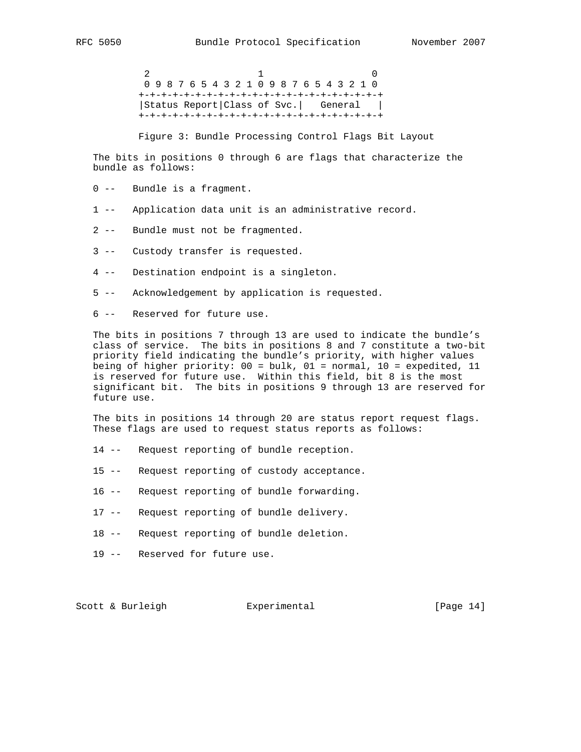```
 2                   1                   0
 0 9 8 7 6 5 4 3 2 1 0 9 8 7 6 5 4 3 2 1 0
+-+-+-+-+-+-+-+-+-+-+-+-+-+-+-+-+-+-+-+-+-+
|Status Report|Class of Svc.|   General   |
+-+-+-+-+-+-+-+-+-+-+-+-+-+-+-+-+-+-+-+-+-+
```

Figure 3: Bundle Processing Control Flags Bit Layout

The bits in positions 0 through 6 are flags that characterize the bundle as follows:

0 -- Bundle is a fragment.

1 -- Application data unit is an administrative record.

2 -- Bundle must not be fragmented.

3 -- Custody transfer is requested.

4 -- Destination endpoint is a singleton.

5 -- Acknowledgement by application is requested.

6 -- Reserved for future use.

The bits in positions 7 through 13 are used to indicate the bundle's class of service. The bits in positions 8 and 7 constitute a two-bit priority field indicating the bundle's priority, with higher values being of higher priority: 00 = bulk, 01 = normal, 10 = expedited, 11 is reserved for future use. Within this field, bit 8 is the most significant bit. The bits in positions 9 through 13 are reserved for future use.

The bits in positions 14 through 20 are status report request flags. These flags are used to request status reports as follows:

14 -- Request reporting of bundle reception.

15 -- Request reporting of custody acceptance.

16 -- Request reporting of bundle forwarding.

17 -- Request reporting of bundle delivery.

18 -- Request reporting of bundle deletion.

19 -- Reserved for future use.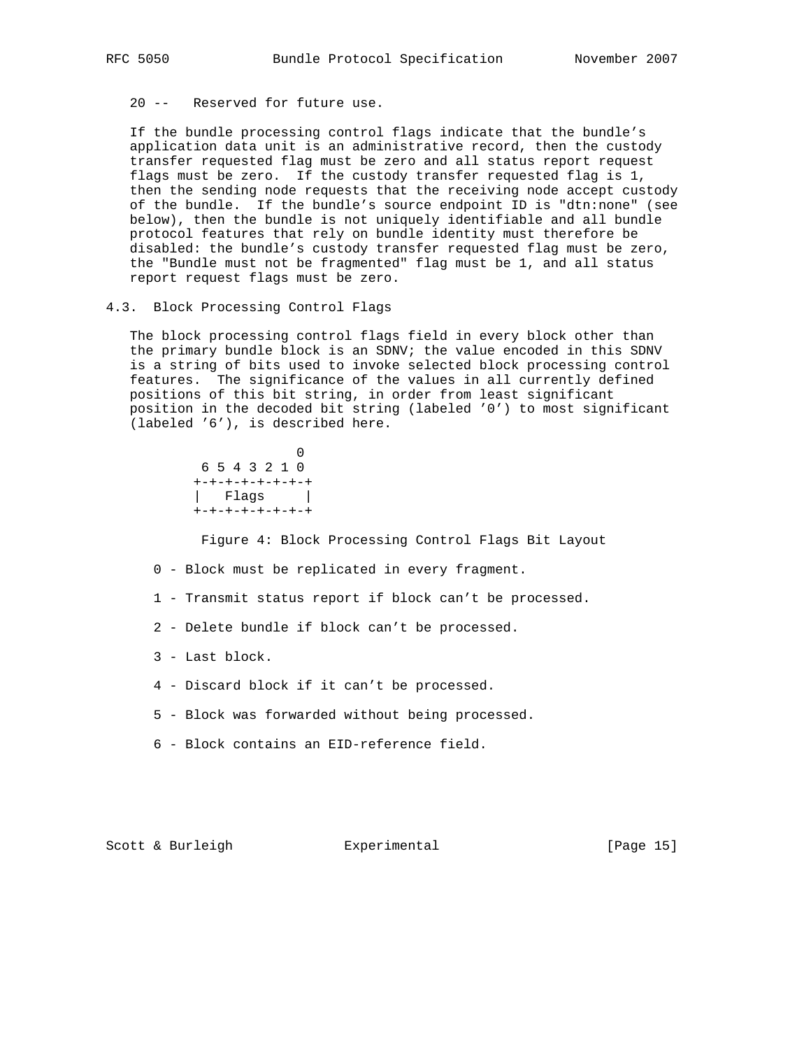20 -- Reserved for future use.

If the bundle processing control flags indicate that the bundle's application data unit is an administrative record, then the custody transfer requested flag must be zero and all status report request flags must be zero. If the custody transfer requested flag is 1, then the sending node requests that the receiving node accept custody of the bundle. If the bundle's source endpoint ID is "dtn:none" (see below), then the bundle is not uniquely identifiable and all bundle protocol features that rely on bundle identity must therefore be disabled: the bundle's custody transfer requested flag must be zero, the "Bundle must not be fragmented" flag must be 1, and all status report request flags must be zero.

### 4.3. Block Processing Control Flags

The block processing control flags field in every block other than the primary bundle block is an SDNV; the value encoded in this SDNV is a string of bits used to invoke selected block processing control features. The significance of the values in all currently defined positions of this bit string, in order from least significant position in the decoded bit string (labeled '0') to most significant (labeled '6'), is described here.

```
              0
 6 5 4 3 2 1 0
+-+-+-+-+-+-+-+
|   Flags     |
+-+-+-+-+-+-+-+
```

Figure 4: Block Processing Control Flags Bit Layout

0 - Block must be replicated in every fragment.

1 - Transmit status report if block can't be processed.

2 - Delete bundle if block can't be processed.

3 - Last block.

4 - Discard block if it can't be processed.

5 - Block was forwarded without being processed.

6 - Block contains an EID-reference field.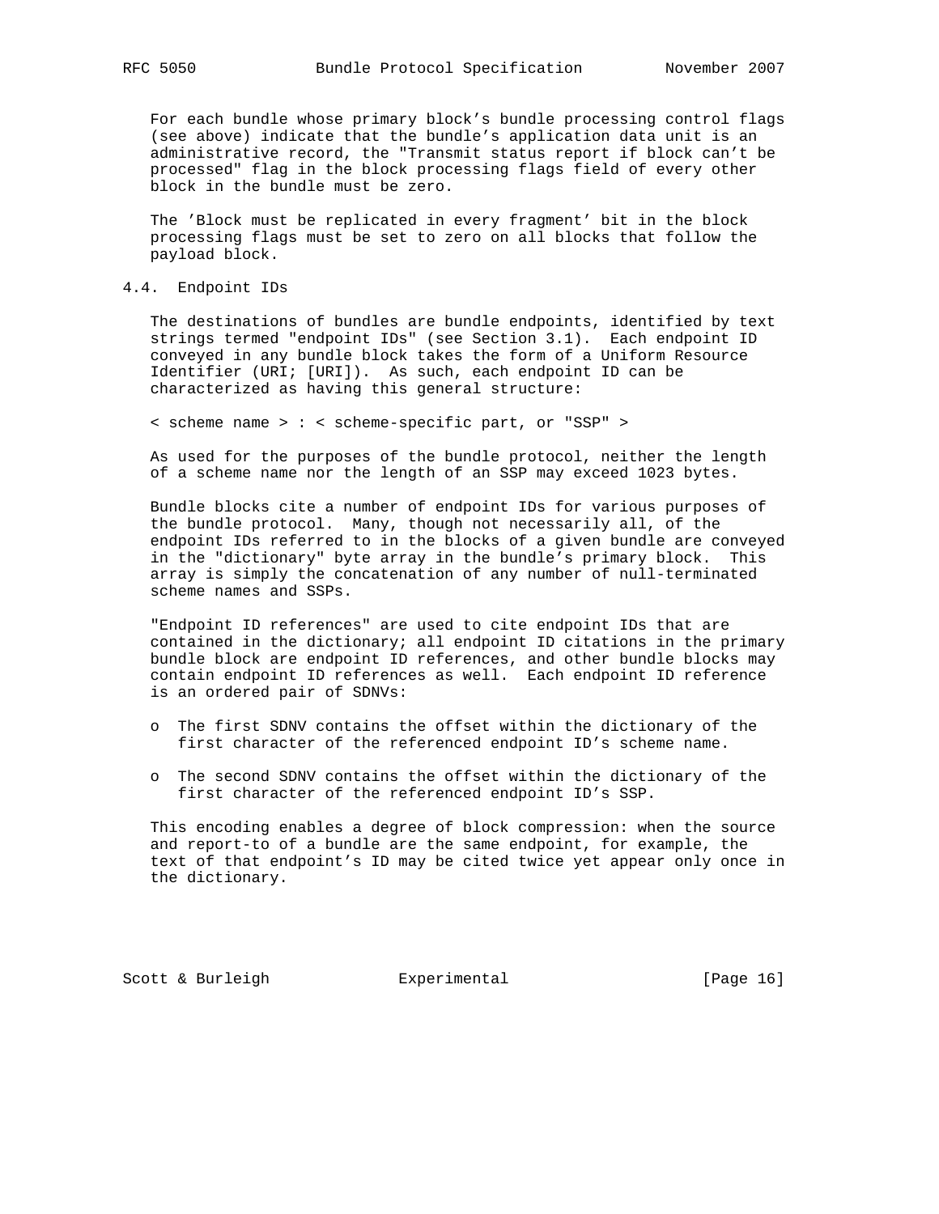For each bundle whose primary block's bundle processing control flags (see above) indicate that the bundle's application data unit is an administrative record, the "Transmit status report if block can't be processed" flag in the block processing flags field of every other block in the bundle must be zero.

The 'Block must be replicated in every fragment' bit in the block processing flags must be set to zero on all blocks that follow the payload block.

## 4.4. Endpoint IDs

The destinations of bundles are bundle endpoints, identified by text strings termed "endpoint IDs" (see Section 3.1). Each endpoint ID conveyed in any bundle block takes the form of a Uniform Resource Identifier (URI; [URI]). As such, each endpoint ID can be characterized as having this general structure:

< scheme name > : < scheme-specific part, or "SSP" >

As used for the purposes of the bundle protocol, neither the length of a scheme name nor the length of an SSP may exceed 1023 bytes.

Bundle blocks cite a number of endpoint IDs for various purposes of the bundle protocol. Many, though not necessarily all, of the endpoint IDs referred to in the blocks of a given bundle are conveyed in the "dictionary" byte array in the bundle's primary block. This array is simply the concatenation of any number of null-terminated scheme names and SSPs.

"Endpoint ID references" are used to cite endpoint IDs that are contained in the dictionary; all endpoint ID citations in the primary bundle block are endpoint ID references, and other bundle blocks may contain endpoint ID references as well. Each endpoint ID reference is an ordered pair of SDNVs:

- The first SDNV contains the offset within the dictionary of the first character of the referenced endpoint ID's scheme name.

- The second SDNV contains the offset within the dictionary of the first character of the referenced endpoint ID's SSP.

This encoding enables a degree of block compression: when the source and report-to of a bundle are the same endpoint, for example, the text of that endpoint's ID may be cited twice yet appear only once in the dictionary.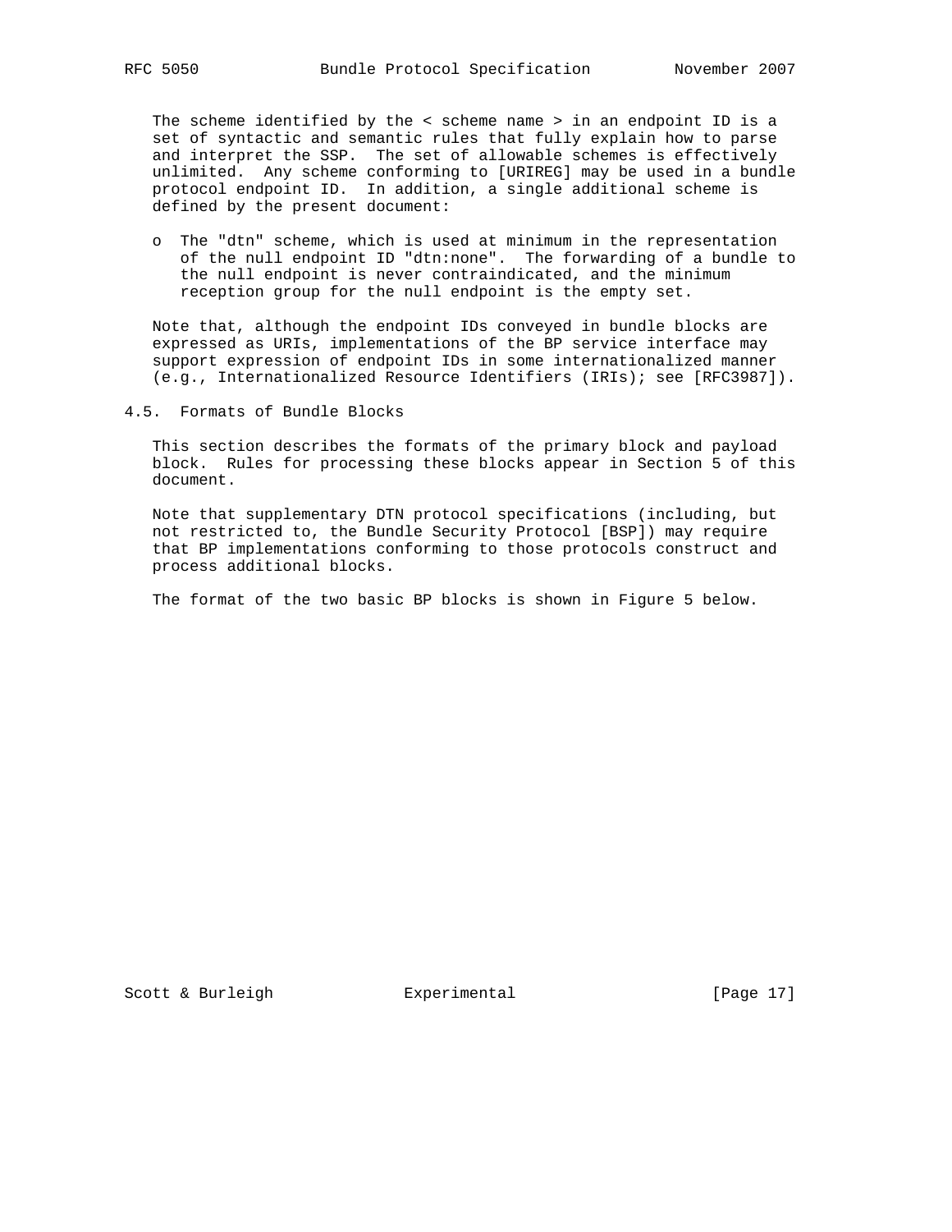The scheme identified by the < scheme name > in an endpoint ID is a set of syntactic and semantic rules that fully explain how to parse and interpret the SSP. The set of allowable schemes is effectively unlimited. Any scheme conforming to [URIREG] may be used in a bundle protocol endpoint ID. In addition, a single additional scheme is defined by the present document:

- The "dtn" scheme, which is used at minimum in the representation of the null endpoint ID "dtn:none". The forwarding of a bundle to the null endpoint is never contraindicated, and the minimum reception group for the null endpoint is the empty set.

Note that, although the endpoint IDs conveyed in bundle blocks are expressed as URIs, implementations of the BP service interface may support expression of endpoint IDs in some internationalized manner (e.g., Internationalized Resource Identifiers (IRIs); see [RFC3987]).

## 4.5. Formats of Bundle Blocks

This section describes the formats of the primary block and payload block. Rules for processing these blocks appear in Section 5 of this document.

Note that supplementary DTN protocol specifications (including, but not restricted to, the Bundle Security Protocol [BSP]) may require that BP implementations conforming to those protocols construct and process additional blocks.

The format of the two basic BP blocks is shown in Figure 5 below.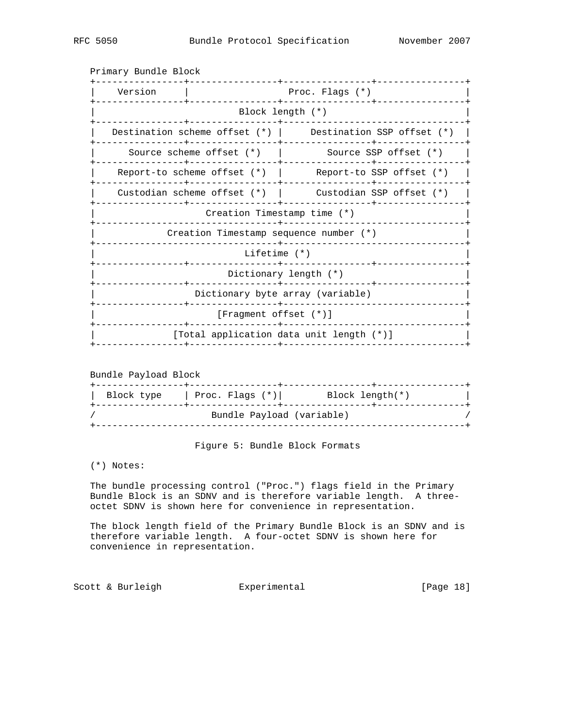Primary Bundle Block

```
+----------------+----------------+----------------+----------------+
|    Version     |                  Proc. Flags (*)                  |
+----------------+----------------+----------------+----------------+
|                          Block length (*)                         |
+----------------+----------------+---------------------------------+
|   Destination scheme offset (*) |     Destination SSP offset (*)  |
+----------------+----------------+----------------+----------------+
|      Source scheme offset (*)   |        Source SSP offset (*)    |
+----------------+----------------+----------------+----------------+
|    Report-to scheme offset (*)  |      Report-to SSP offset (*)   |
+----------------+----------------+----------------+----------------+
|    Custodian scheme offset (*)  |      Custodian SSP offset (*)   |
+----------------+----------------+----------------+----------------+
|                    Creation Timestamp time (*)                    |
+---------------------------------+---------------------------------+
|             Creation Timestamp sequence number (*)                |
+---------------------------------+---------------------------------+
|                           Lifetime (*)                            |
+----------------+----------------+----------------+----------------+
|                        Dictionary length (*)                      |
+----------------+----------------+----------------+----------------+
|                   Dictionary byte array (variable)                |
+----------------+----------------+---------------------------------+
|                       [Fragment offset (*)]                       |
+----------------+----------------+---------------------------------+
|              [Total application data unit length (*)]             |
+----------------+----------------+---------------------------------+
```

Bundle Payload Block

```
+----------------+----------------+----------------+----------------+
|  Block type    | Proc. Flags (*)|        Block length(*)          |
+----------------+----------------+----------------+----------------+
/                     Bundle Payload (variable)                     /
+-------------------------------------------------------------------+
```

Figure 5: Bundle Block Formats

(*) Notes:

The bundle processing control ("Proc.") flags field in the Primary Bundle Block is an SDNV and is therefore variable length. A three-octet SDNV is shown here for convenience in representation.

The block length field of the Primary Bundle Block is an SDNV and is therefore variable length. A four-octet SDNV is shown here for convenience in representation.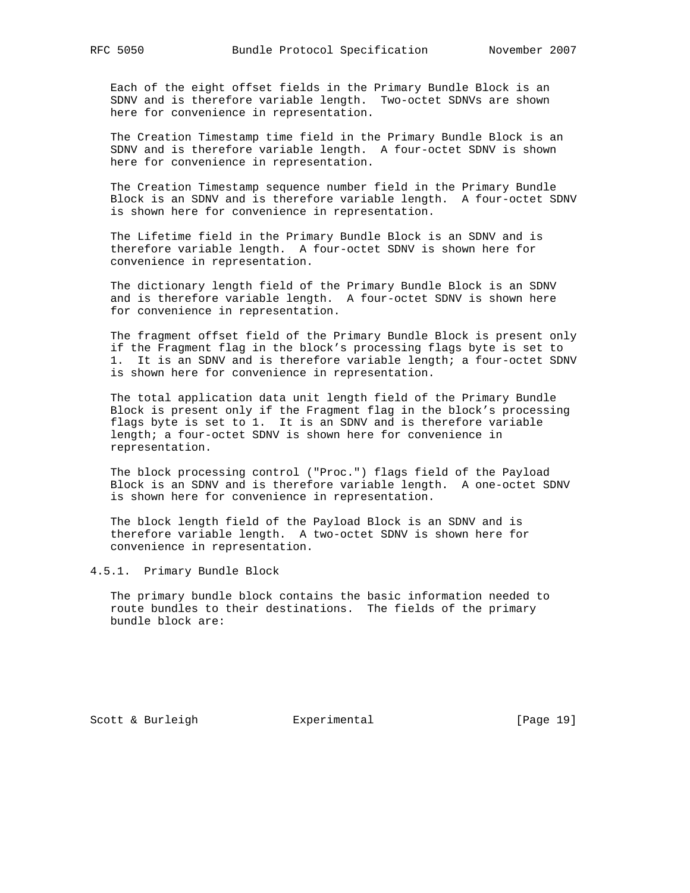Each of the eight offset fields in the Primary Bundle Block is an SDNV and is therefore variable length. Two-octet SDNVs are shown here for convenience in representation.

The Creation Timestamp time field in the Primary Bundle Block is an SDNV and is therefore variable length. A four-octet SDNV is shown here for convenience in representation.

The Creation Timestamp sequence number field in the Primary Bundle Block is an SDNV and is therefore variable length. A four-octet SDNV is shown here for convenience in representation.

The Lifetime field in the Primary Bundle Block is an SDNV and is therefore variable length. A four-octet SDNV is shown here for convenience in representation.

The dictionary length field of the Primary Bundle Block is an SDNV and is therefore variable length. A four-octet SDNV is shown here for convenience in representation.

The fragment offset field of the Primary Bundle Block is present only if the Fragment flag in the block's processing flags byte is set to 1. It is an SDNV and is therefore variable length; a four-octet SDNV is shown here for convenience in representation.

The total application data unit length field of the Primary Bundle Block is present only if the Fragment flag in the block's processing flags byte is set to 1. It is an SDNV and is therefore variable length; a four-octet SDNV is shown here for convenience in representation.

The block processing control ("Proc.") flags field of the Payload Block is an SDNV and is therefore variable length. A one-octet SDNV is shown here for convenience in representation.

The block length field of the Payload Block is an SDNV and is therefore variable length. A two-octet SDNV is shown here for convenience in representation.

### 4.5.1. Primary Bundle Block

The primary bundle block contains the basic information needed to route bundles to their destinations. The fields of the primary bundle block are: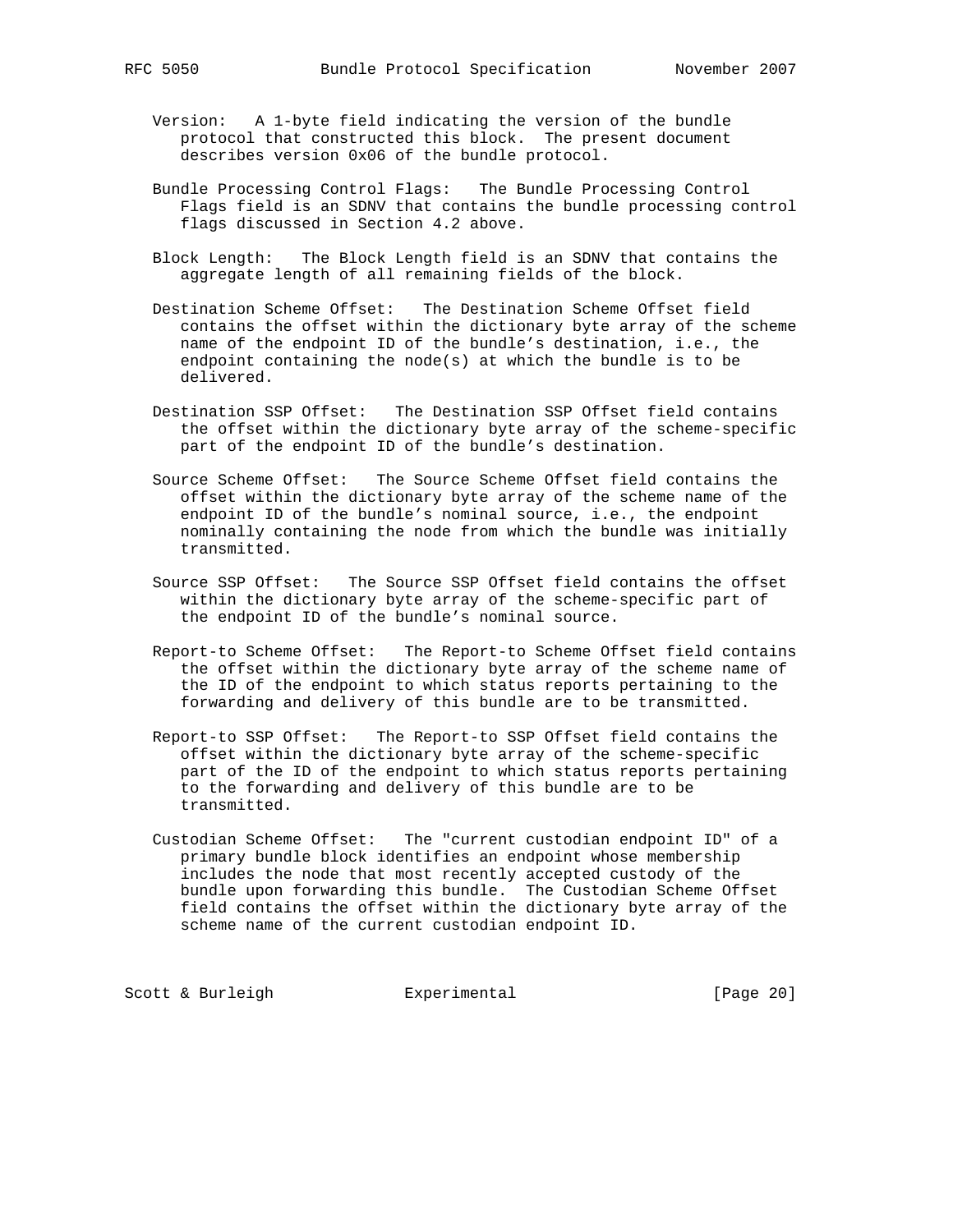Version: A 1-byte field indicating the version of the bundle protocol that constructed this block. The present document describes version 0x06 of the bundle protocol.

Bundle Processing Control Flags: The Bundle Processing Control Flags field is an SDNV that contains the bundle processing control flags discussed in Section 4.2 above.

Block Length: The Block Length field is an SDNV that contains the aggregate length of all remaining fields of the block.

Destination Scheme Offset: The Destination Scheme Offset field contains the offset within the dictionary byte array of the scheme name of the endpoint ID of the bundle’s destination, i.e., the endpoint containing the node(s) at which the bundle is to be delivered.

Destination SSP Offset: The Destination SSP Offset field contains the offset within the dictionary byte array of the scheme-specific part of the endpoint ID of the bundle’s destination.

Source Scheme Offset: The Source Scheme Offset field contains the offset within the dictionary byte array of the scheme name of the endpoint ID of the bundle’s nominal source, i.e., the endpoint nominally containing the node from which the bundle was initially transmitted.

Source SSP Offset: The Source SSP Offset field contains the offset within the dictionary byte array of the scheme-specific part of the endpoint ID of the bundle’s nominal source.

Report-to Scheme Offset: The Report-to Scheme Offset field contains the offset within the dictionary byte array of the scheme name of the ID of the endpoint to which status reports pertaining to the forwarding and delivery of this bundle are to be transmitted.

Report-to SSP Offset: The Report-to SSP Offset field contains the offset within the dictionary byte array of the scheme-specific part of the ID of the endpoint to which status reports pertaining to the forwarding and delivery of this bundle are to be transmitted.

Custodian Scheme Offset: The "current custodian endpoint ID" of a primary bundle block identifies an endpoint whose membership includes the node that most recently accepted custody of the bundle upon forwarding this bundle. The Custodian Scheme Offset field contains the offset within the dictionary byte array of the scheme name of the current custodian endpoint ID.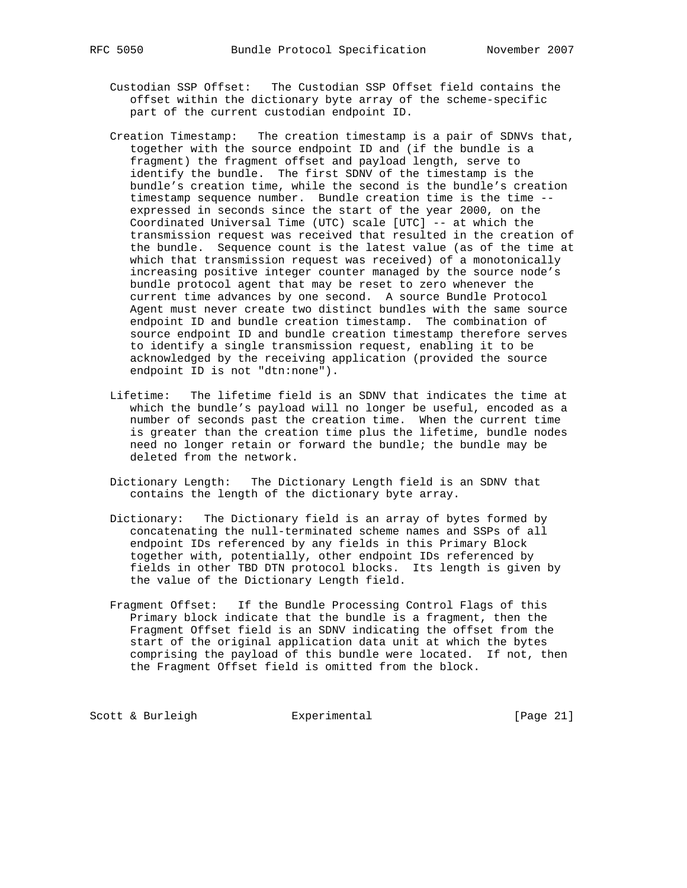Custodian SSP Offset: The Custodian SSP Offset field contains the offset within the dictionary byte array of the scheme-specific part of the current custodian endpoint ID.

Creation Timestamp: The creation timestamp is a pair of SDNVs that, together with the source endpoint ID and (if the bundle is a fragment) the fragment offset and payload length, serve to identify the bundle. The first SDNV of the timestamp is the bundle's creation time, while the second is the bundle's creation timestamp sequence number. Bundle creation time is the time -- expressed in seconds since the start of the year 2000, on the Coordinated Universal Time (UTC) scale [UTC] -- at which the transmission request was received that resulted in the creation of the bundle. Sequence count is the latest value (as of the time at which that transmission request was received) of a monotonically increasing positive integer counter managed by the source node's bundle protocol agent that may be reset to zero whenever the current time advances by one second. A source Bundle Protocol Agent must never create two distinct bundles with the same source endpoint ID and bundle creation timestamp. The combination of source endpoint ID and bundle creation timestamp therefore serves to identify a single transmission request, enabling it to be acknowledged by the receiving application (provided the source endpoint ID is not "dtn:none").

Lifetime: The lifetime field is an SDNV that indicates the time at which the bundle's payload will no longer be useful, encoded as a number of seconds past the creation time. When the current time is greater than the creation time plus the lifetime, bundle nodes need no longer retain or forward the bundle; the bundle may be deleted from the network.

Dictionary Length: The Dictionary Length field is an SDNV that contains the length of the dictionary byte array.

Dictionary: The Dictionary field is an array of bytes formed by concatenating the null-terminated scheme names and SSPs of all endpoint IDs referenced by any fields in this Primary Block together with, potentially, other endpoint IDs referenced by fields in other TBD DTN protocol blocks. Its length is given by the value of the Dictionary Length field.

Fragment Offset: If the Bundle Processing Control Flags of this Primary block indicate that the bundle is a fragment, then the Fragment Offset field is an SDNV indicating the offset from the start of the original application data unit at which the bytes comprising the payload of this bundle were located. If not, then the Fragment Offset field is omitted from the block.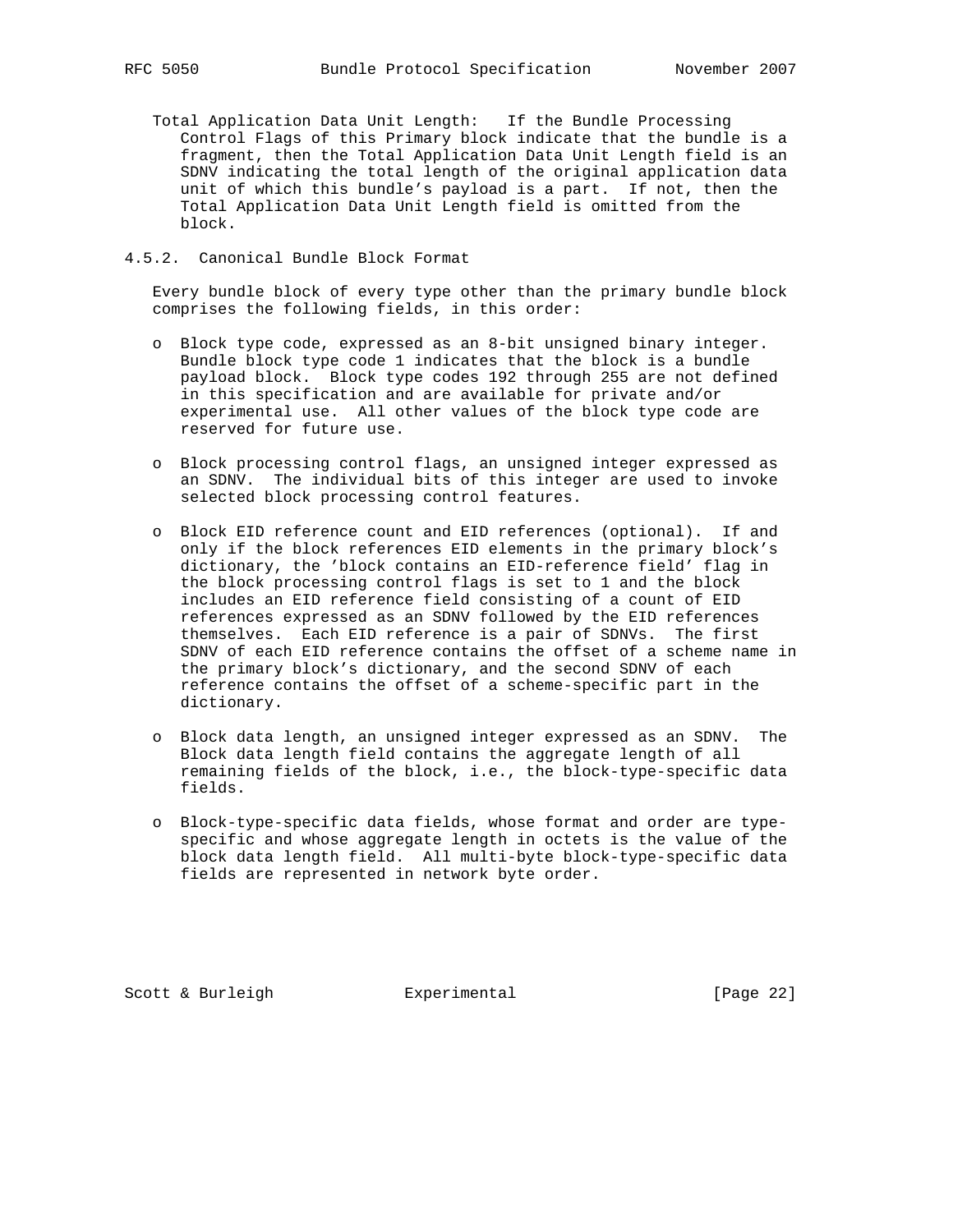Total Application Data Unit Length: If the Bundle Processing Control Flags of this Primary block indicate that the bundle is a fragment, then the Total Application Data Unit Length field is an SDNV indicating the total length of the original application data unit of which this bundle's payload is a part. If not, then the Total Application Data Unit Length field is omitted from the block.

### 4.5.2. Canonical Bundle Block Format

Every bundle block of every type other than the primary bundle block comprises the following fields, in this order:

- Block type code, expressed as an 8-bit unsigned binary integer. Bundle block type code 1 indicates that the block is a bundle payload block. Block type codes 192 through 255 are not defined in this specification and are available for private and/or experimental use. All other values of the block type code are reserved for future use.

- Block processing control flags, an unsigned integer expressed as an SDNV. The individual bits of this integer are used to invoke selected block processing control features.

- Block EID reference count and EID references (optional). If and only if the block references EID elements in the primary block's dictionary, the 'block contains an EID-reference field' flag in the block processing control flags is set to 1 and the block includes an EID reference field consisting of a count of EID references expressed as an SDNV followed by the EID references themselves. Each EID reference is a pair of SDNVs. The first SDNV of each EID reference contains the offset of a scheme name in the primary block's dictionary, and the second SDNV of each reference contains the offset of a scheme-specific part in the dictionary.

- Block data length, an unsigned integer expressed as an SDNV. The Block data length field contains the aggregate length of all remaining fields of the block, i.e., the block-type-specific data fields.

- Block-type-specific data fields, whose format and order are type-specific and whose aggregate length in octets is the value of the block data length field. All multi-byte block-type-specific data fields are represented in network byte order.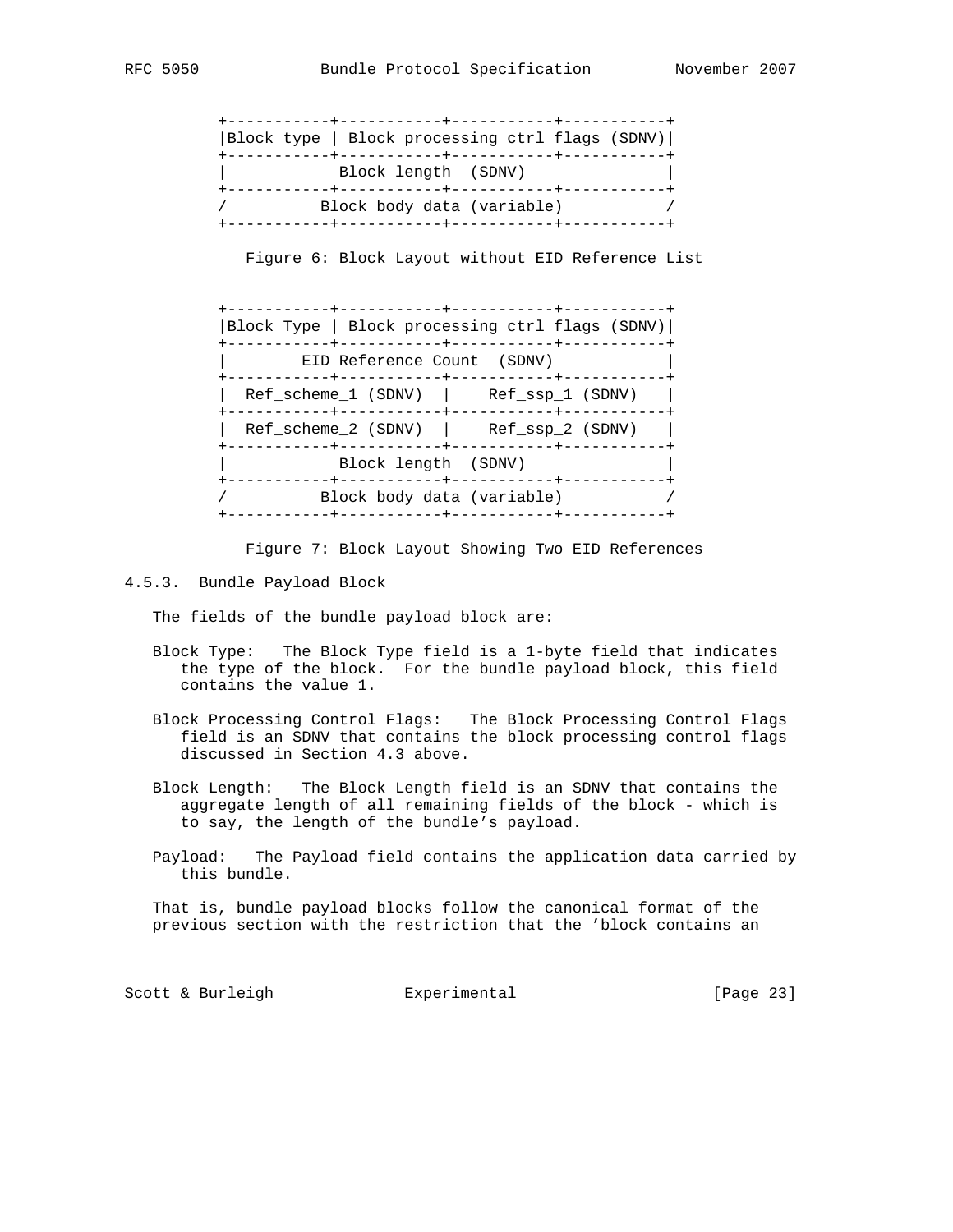```
+-----------+-----------+-----------+-----------+
|Block type | Block processing ctrl flags (SDNV)|
+-----------+-----------+-----------+-----------+
|            Block length  (SDNV)               |
+-----------+-----------+-----------+-----------+
/          Block body data (variable)           /
+-----------+-----------+-----------+-----------+
```

Figure 6: Block Layout without EID Reference List

```
+-----------+-----------+-----------+-----------+
|Block Type | Block processing ctrl flags (SDNV)|
+-----------+-----------+-----------+-----------+
|        EID Reference Count  (SDNV)            |
+-----------+-----------+-----------+-----------+
|  Ref_scheme_1 (SDNV)  |    Ref_ssp_1 (SDNV)   |
+-----------+-----------+-----------+-----------+
|  Ref_scheme_2 (SDNV)  |    Ref_ssp_2 (SDNV)   |
+-----------+-----------+-----------+-----------+
|            Block length  (SDNV)               |
+-----------+-----------+-----------+-----------+
/          Block body data (variable)           /
+-----------+-----------+-----------+-----------+
```

Figure 7: Block Layout Showing Two EID References

### 4.5.3. Bundle Payload Block

The fields of the bundle payload block are:

Block Type: The Block Type field is a 1-byte field that indicates the type of the block. For the bundle payload block, this field contains the value 1.

Block Processing Control Flags: The Block Processing Control Flags field is an SDNV that contains the block processing control flags discussed in Section 4.3 above.

Block Length: The Block Length field is an SDNV that contains the aggregate length of all remaining fields of the block - which is to say, the length of the bundle's payload.

Payload: The Payload field contains the application data carried by this bundle.

That is, bundle payload blocks follow the canonical format of the previous section with the restriction that the 'block contains an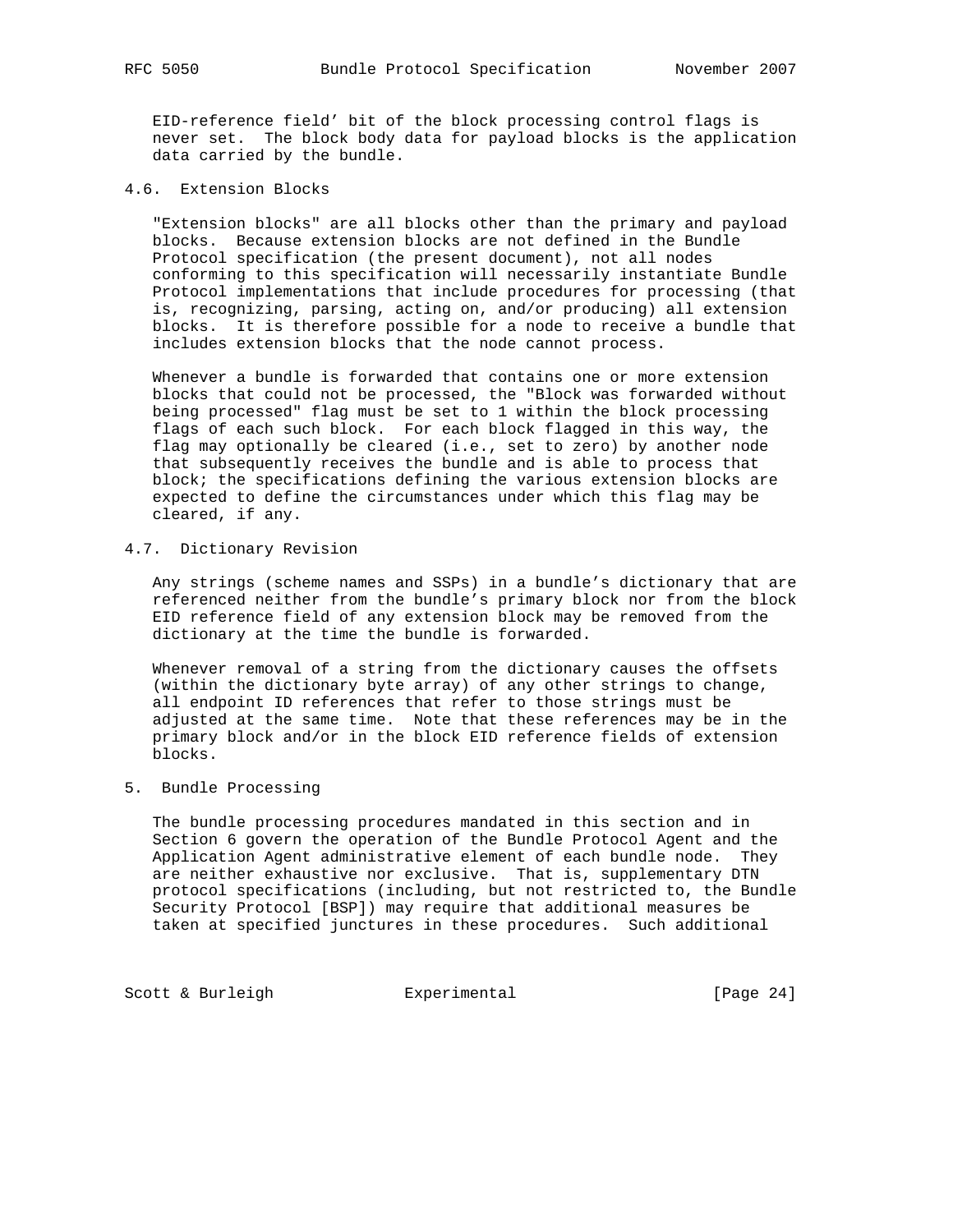EID-reference field' bit of the block processing control flags is never set. The block body data for payload blocks is the application data carried by the bundle.

### 4.6. Extension Blocks

"Extension blocks" are all blocks other than the primary and payload blocks. Because extension blocks are not defined in the Bundle Protocol specification (the present document), not all nodes conforming to this specification will necessarily instantiate Bundle Protocol implementations that include procedures for processing (that is, recognizing, parsing, acting on, and/or producing) all extension blocks. It is therefore possible for a node to receive a bundle that includes extension blocks that the node cannot process.

Whenever a bundle is forwarded that contains one or more extension blocks that could not be processed, the "Block was forwarded without being processed" flag must be set to 1 within the block processing flags of each such block. For each block flagged in this way, the flag may optionally be cleared (i.e., set to zero) by another node that subsequently receives the bundle and is able to process that block; the specifications defining the various extension blocks are expected to define the circumstances under which this flag may be cleared, if any.

### 4.7. Dictionary Revision

Any strings (scheme names and SSPs) in a bundle's dictionary that are referenced neither from the bundle's primary block nor from the block EID reference field of any extension block may be removed from the dictionary at the time the bundle is forwarded.

Whenever removal of a string from the dictionary causes the offsets (within the dictionary byte array) of any other strings to change, all endpoint ID references that refer to those strings must be adjusted at the same time. Note that these references may be in the primary block and/or in the block EID reference fields of extension blocks.

## 5. Bundle Processing

The bundle processing procedures mandated in this section and in Section 6 govern the operation of the Bundle Protocol Agent and the Application Agent administrative element of each bundle node. They are neither exhaustive nor exclusive. That is, supplementary DTN protocol specifications (including, but not restricted to, the Bundle Security Protocol [BSP]) may require that additional measures be taken at specified junctures in these procedures. Such additional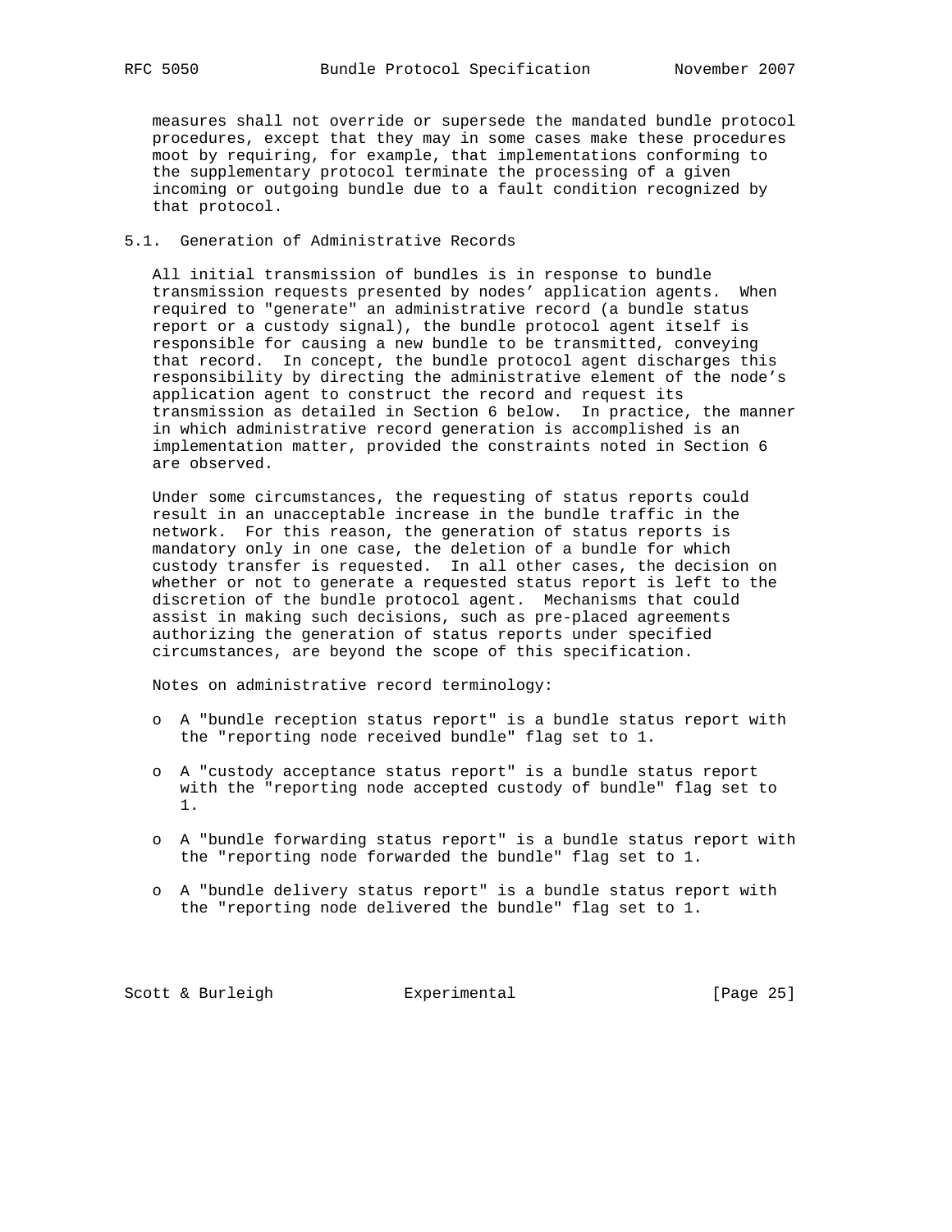measures shall not override or supersede the mandated bundle protocol procedures, except that they may in some cases make these procedures moot by requiring, for example, that implementations conforming to the supplementary protocol terminate the processing of a given incoming or outgoing bundle due to a fault condition recognized by that protocol.

## 5.1. Generation of Administrative Records

All initial transmission of bundles is in response to bundle transmission requests presented by nodes' application agents. When required to "generate" an administrative record (a bundle status report or a custody signal), the bundle protocol agent itself is responsible for causing a new bundle to be transmitted, conveying that record. In concept, the bundle protocol agent discharges this responsibility by directing the administrative element of the node's application agent to construct the record and request its transmission as detailed in Section 6 below. In practice, the manner in which administrative record generation is accomplished is an implementation matter, provided the constraints noted in Section 6 are observed.

Under some circumstances, the requesting of status reports could result in an unacceptable increase in the bundle traffic in the network. For this reason, the generation of status reports is mandatory only in one case, the deletion of a bundle for which custody transfer is requested. In all other cases, the decision on whether or not to generate a requested status report is left to the discretion of the bundle protocol agent. Mechanisms that could assist in making such decisions, such as pre-placed agreements authorizing the generation of status reports under specified circumstances, are beyond the scope of this specification.

Notes on administrative record terminology:

- A "bundle reception status report" is a bundle status report with the "reporting node received bundle" flag set to 1.

- A "custody acceptance status report" is a bundle status report with the "reporting node accepted custody of bundle" flag set to 1.

- A "bundle forwarding status report" is a bundle status report with the "reporting node forwarded the bundle" flag set to 1.

- A "bundle delivery status report" is a bundle status report with the "reporting node delivered the bundle" flag set to 1.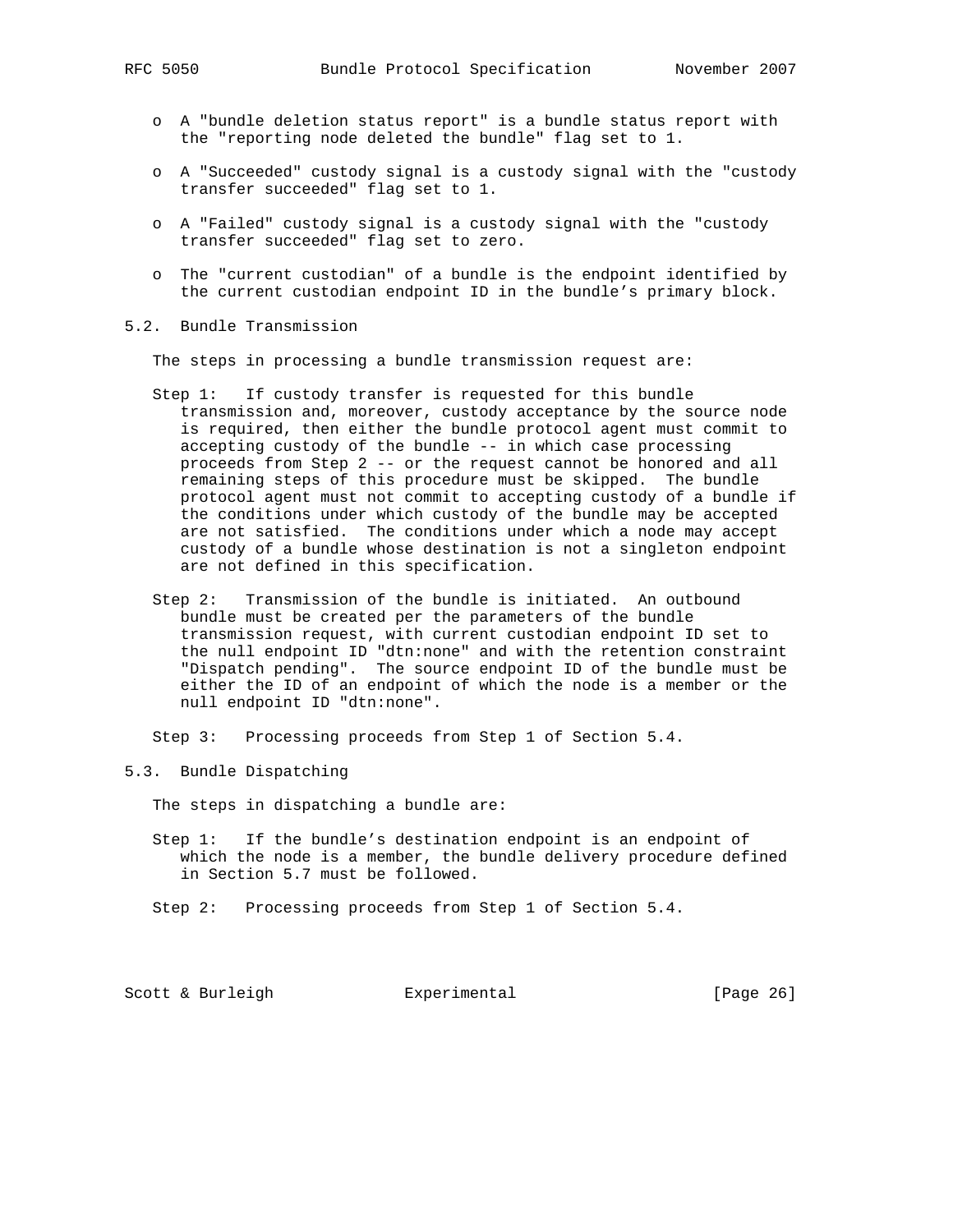- A "bundle deletion status report" is a bundle status report with the "reporting node deleted the bundle" flag set to 1.

- A "Succeeded" custody signal is a custody signal with the "custody transfer succeeded" flag set to 1.

- A "Failed" custody signal is a custody signal with the "custody transfer succeeded" flag set to zero.

- The "current custodian" of a bundle is the endpoint identified by the current custodian endpoint ID in the bundle's primary block.

## 5.2. Bundle Transmission

The steps in processing a bundle transmission request are:

Step 1: If custody transfer is requested for this bundle transmission and, moreover, custody acceptance by the source node is required, then either the bundle protocol agent must commit to accepting custody of the bundle -- in which case processing proceeds from Step 2 -- or the request cannot be honored and all remaining steps of this procedure must be skipped. The bundle protocol agent must not commit to accepting custody of a bundle if the conditions under which custody of the bundle may be accepted are not satisfied. The conditions under which a node may accept custody of a bundle whose destination is not a singleton endpoint are not defined in this specification.

Step 2: Transmission of the bundle is initiated. An outbound bundle must be created per the parameters of the bundle transmission request, with current custodian endpoint ID set to the null endpoint ID "dtn:none" and with the retention constraint "Dispatch pending". The source endpoint ID of the bundle must be either the ID of an endpoint of which the node is a member or the null endpoint ID "dtn:none".

Step 3: Processing proceeds from Step 1 of Section 5.4.

## 5.3. Bundle Dispatching

The steps in dispatching a bundle are:

Step 1: If the bundle's destination endpoint is an endpoint of which the node is a member, the bundle delivery procedure defined in Section 5.7 must be followed.

Step 2: Processing proceeds from Step 1 of Section 5.4.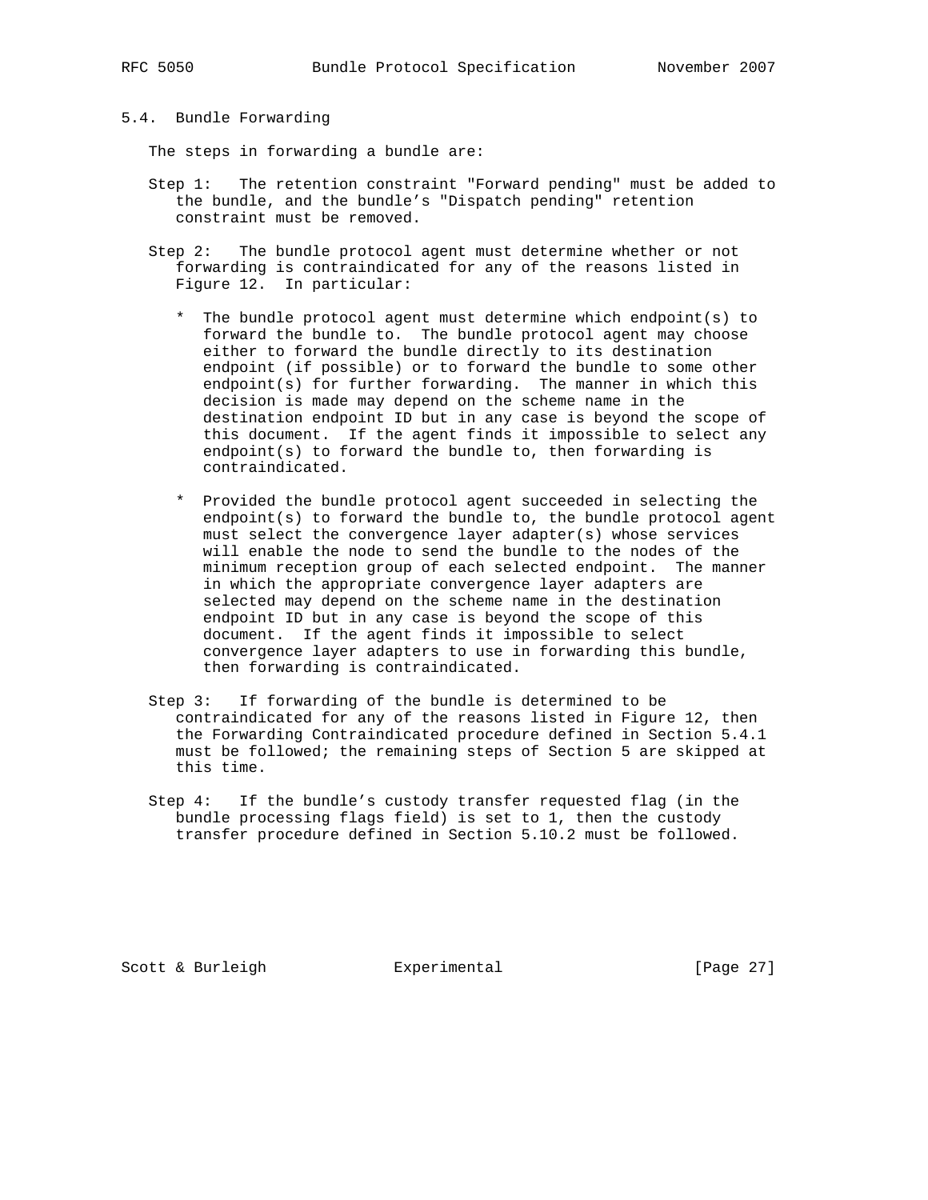## 5.4. Bundle Forwarding

The steps in forwarding a bundle are:

Step 1: The retention constraint "Forward pending" must be added to the bundle, and the bundle's "Dispatch pending" retention constraint must be removed.

Step 2: The bundle protocol agent must determine whether or not forwarding is contraindicated for any of the reasons listed in Figure 12. In particular:

* The bundle protocol agent must determine which endpoint(s) to forward the bundle to. The bundle protocol agent may choose either to forward the bundle directly to its destination endpoint (if possible) or to forward the bundle to some other endpoint(s) for further forwarding. The manner in which this decision is made may depend on the scheme name in the destination endpoint ID but in any case is beyond the scope of this document. If the agent finds it impossible to select any endpoint(s) to forward the bundle to, then forwarding is contraindicated.

* Provided the bundle protocol agent succeeded in selecting the endpoint(s) to forward the bundle to, the bundle protocol agent must select the convergence layer adapter(s) whose services will enable the node to send the bundle to the nodes of the minimum reception group of each selected endpoint. The manner in which the appropriate convergence layer adapters are selected may depend on the scheme name in the destination endpoint ID but in any case is beyond the scope of this document. If the agent finds it impossible to select convergence layer adapters to use in forwarding this bundle, then forwarding is contraindicated.

Step 3: If forwarding of the bundle is determined to be contraindicated for any of the reasons listed in Figure 12, then the Forwarding Contraindicated procedure defined in Section 5.4.1 must be followed; the remaining steps of Section 5 are skipped at this time.

Step 4: If the bundle's custody transfer requested flag (in the bundle processing flags field) is set to 1, then the custody transfer procedure defined in Section 5.10.2 must be followed.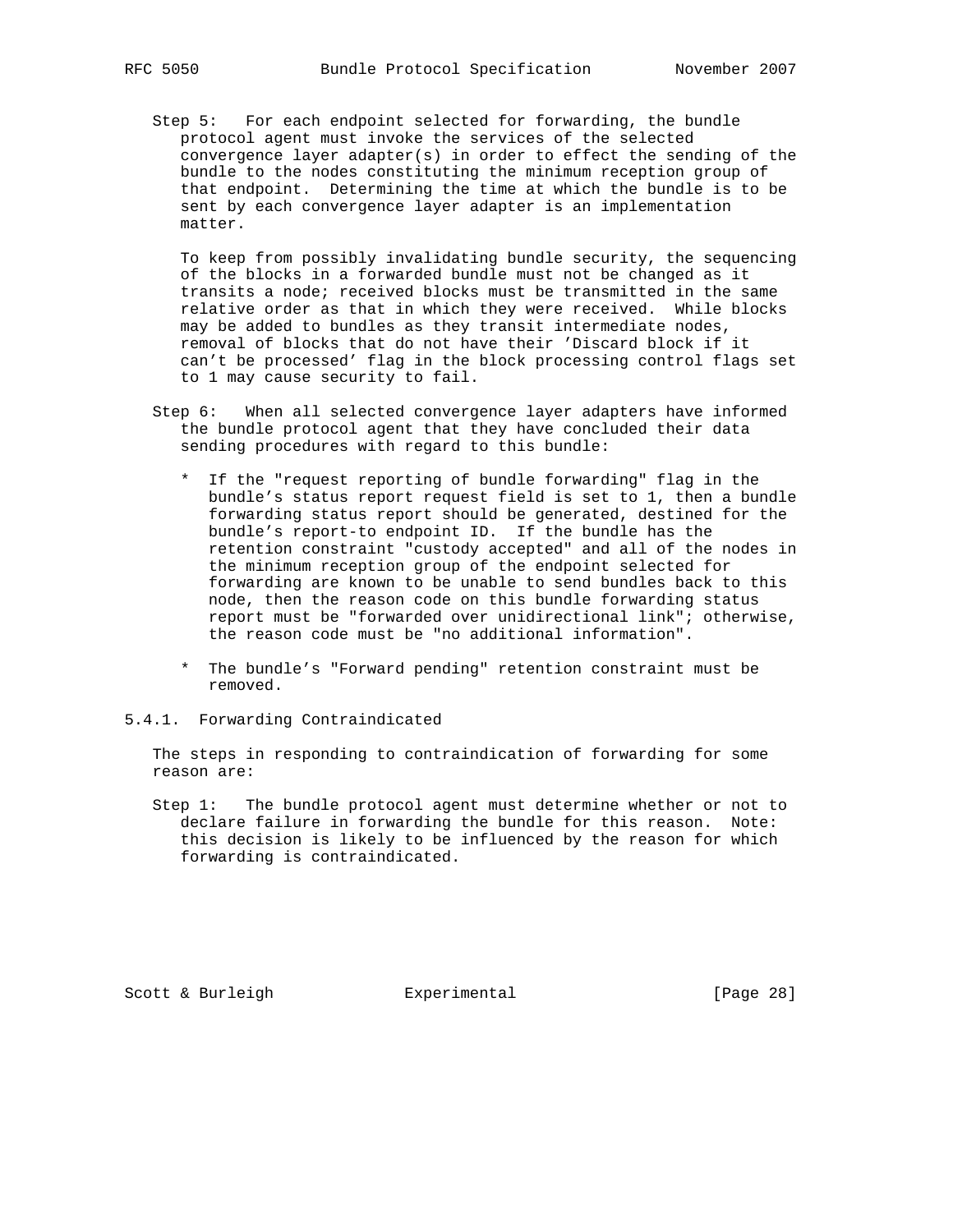Step 5: For each endpoint selected for forwarding, the bundle protocol agent must invoke the services of the selected convergence layer adapter(s) in order to effect the sending of the bundle to the nodes constituting the minimum reception group of that endpoint. Determining the time at which the bundle is to be sent by each convergence layer adapter is an implementation matter.

To keep from possibly invalidating bundle security, the sequencing of the blocks in a forwarded bundle must not be changed as it transits a node; received blocks must be transmitted in the same relative order as that in which they were received. While blocks may be added to bundles as they transit intermediate nodes, removal of blocks that do not have their 'Discard block if it can't be processed' flag in the block processing control flags set to 1 may cause security to fail.

Step 6: When all selected convergence layer adapters have informed the bundle protocol agent that they have concluded their data sending procedures with regard to this bundle:

* If the "request reporting of bundle forwarding" flag in the bundle's status report request field is set to 1, then a bundle forwarding status report should be generated, destined for the bundle's report-to endpoint ID. If the bundle has the retention constraint "custody accepted" and all of the nodes in the minimum reception group of the endpoint selected for forwarding are known to be unable to send bundles back to this node, then the reason code on this bundle forwarding status report must be "forwarded over unidirectional link"; otherwise, the reason code must be "no additional information".

* The bundle's "Forward pending" retention constraint must be removed.

### 5.4.1. Forwarding Contraindicated

The steps in responding to contraindication of forwarding for some reason are:

Step 1: The bundle protocol agent must determine whether or not to declare failure in forwarding the bundle for this reason. Note: this decision is likely to be influenced by the reason for which forwarding is contraindicated.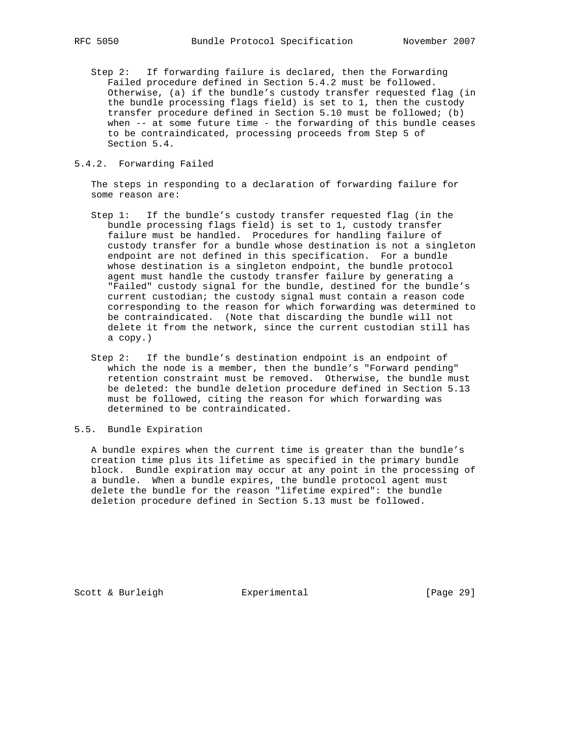Step 2: If forwarding failure is declared, then the Forwarding Failed procedure defined in Section 5.4.2 must be followed. Otherwise, (a) if the bundle's custody transfer requested flag (in the bundle processing flags field) is set to 1, then the custody transfer procedure defined in Section 5.10 must be followed; (b) when -- at some future time - the forwarding of this bundle ceases to be contraindicated, processing proceeds from Step 5 of Section 5.4.

### 5.4.2. Forwarding Failed

The steps in responding to a declaration of forwarding failure for some reason are:

Step 1: If the bundle's custody transfer requested flag (in the bundle processing flags field) is set to 1, custody transfer failure must be handled. Procedures for handling failure of custody transfer for a bundle whose destination is not a singleton endpoint are not defined in this specification. For a bundle whose destination is a singleton endpoint, the bundle protocol agent must handle the custody transfer failure by generating a "Failed" custody signal for the bundle, destined for the bundle's current custodian; the custody signal must contain a reason code corresponding to the reason for which forwarding was determined to be contraindicated. (Note that discarding the bundle will not delete it from the network, since the current custodian still has a copy.)

Step 2: If the bundle's destination endpoint is an endpoint of which the node is a member, then the bundle's "Forward pending" retention constraint must be removed. Otherwise, the bundle must be deleted: the bundle deletion procedure defined in Section 5.13 must be followed, citing the reason for which forwarding was determined to be contraindicated.

## 5.5. Bundle Expiration

A bundle expires when the current time is greater than the bundle's creation time plus its lifetime as specified in the primary bundle block. Bundle expiration may occur at any point in the processing of a bundle. When a bundle expires, the bundle protocol agent must delete the bundle for the reason "lifetime expired": the bundle deletion procedure defined in Section 5.13 must be followed.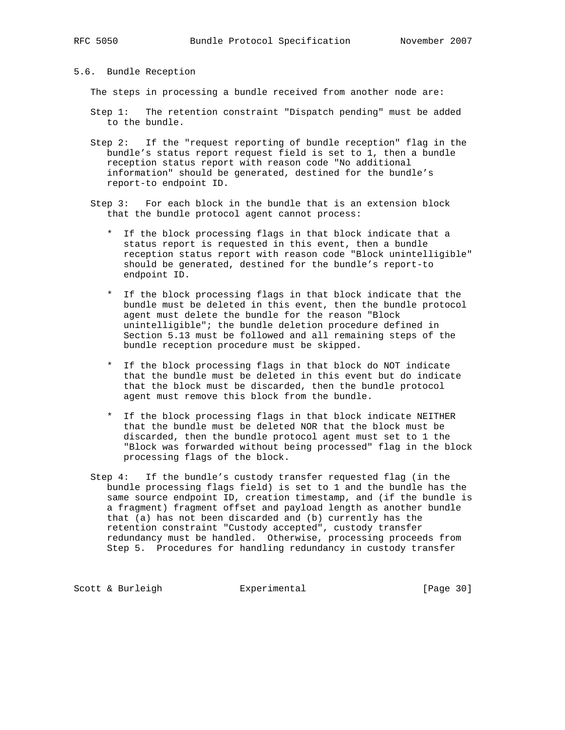## 5.6. Bundle Reception

The steps in processing a bundle received from another node are:

Step 1: The retention constraint "Dispatch pending" must be added to the bundle.

Step 2: If the "request reporting of bundle reception" flag in the bundle's status report request field is set to 1, then a bundle reception status report with reason code "No additional information" should be generated, destined for the bundle's report-to endpoint ID.

Step 3: For each block in the bundle that is an extension block that the bundle protocol agent cannot process:

* If the block processing flags in that block indicate that a status report is requested in this event, then a bundle reception status report with reason code "Block unintelligible" should be generated, destined for the bundle's report-to endpoint ID.

* If the block processing flags in that block indicate that the bundle must be deleted in this event, then the bundle protocol agent must delete the bundle for the reason "Block unintelligible"; the bundle deletion procedure defined in Section 5.13 must be followed and all remaining steps of the bundle reception procedure must be skipped.

* If the block processing flags in that block do NOT indicate that the bundle must be deleted in this event but do indicate that the block must be discarded, then the bundle protocol agent must remove this block from the bundle.

* If the block processing flags in that block indicate NEITHER that the bundle must be deleted NOR that the block must be discarded, then the bundle protocol agent must set to 1 the "Block was forwarded without being processed" flag in the block processing flags of the block.

Step 4: If the bundle's custody transfer requested flag (in the bundle processing flags field) is set to 1 and the bundle has the same source endpoint ID, creation timestamp, and (if the bundle is a fragment) fragment offset and payload length as another bundle that (a) has not been discarded and (b) currently has the retention constraint "Custody accepted", custody transfer redundancy must be handled. Otherwise, processing proceeds from Step 5. Procedures for handling redundancy in custody transfer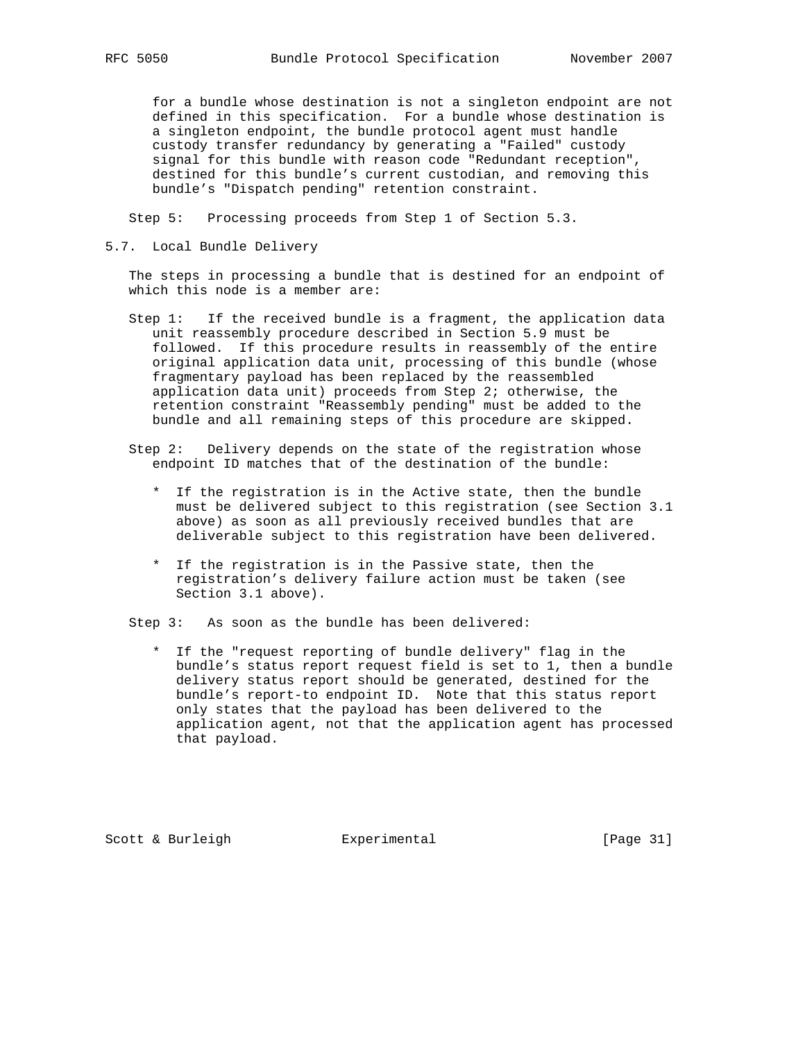for a bundle whose destination is not a singleton endpoint are not defined in this specification. For a bundle whose destination is a singleton endpoint, the bundle protocol agent must handle custody transfer redundancy by generating a "Failed" custody signal for this bundle with reason code "Redundant reception", destined for this bundle's current custodian, and removing this bundle's "Dispatch pending" retention constraint.

Step 5: Processing proceeds from Step 1 of Section 5.3.

## 5.7. Local Bundle Delivery

The steps in processing a bundle that is destined for an endpoint of which this node is a member are:

Step 1: If the received bundle is a fragment, the application data unit reassembly procedure described in Section 5.9 must be followed. If this procedure results in reassembly of the entire original application data unit, processing of this bundle (whose fragmentary payload has been replaced by the reassembled application data unit) proceeds from Step 2; otherwise, the retention constraint "Reassembly pending" must be added to the bundle and all remaining steps of this procedure are skipped.

Step 2: Delivery depends on the state of the registration whose endpoint ID matches that of the destination of the bundle:

* If the registration is in the Active state, then the bundle must be delivered subject to this registration (see Section 3.1 above) as soon as all previously received bundles that are deliverable subject to this registration have been delivered.

* If the registration is in the Passive state, then the registration's delivery failure action must be taken (see Section 3.1 above).

Step 3: As soon as the bundle has been delivered:

* If the "request reporting of bundle delivery" flag in the bundle's status report request field is set to 1, then a bundle delivery status report should be generated, destined for the bundle's report-to endpoint ID. Note that this status report only states that the payload has been delivered to the application agent, not that the application agent has processed that payload.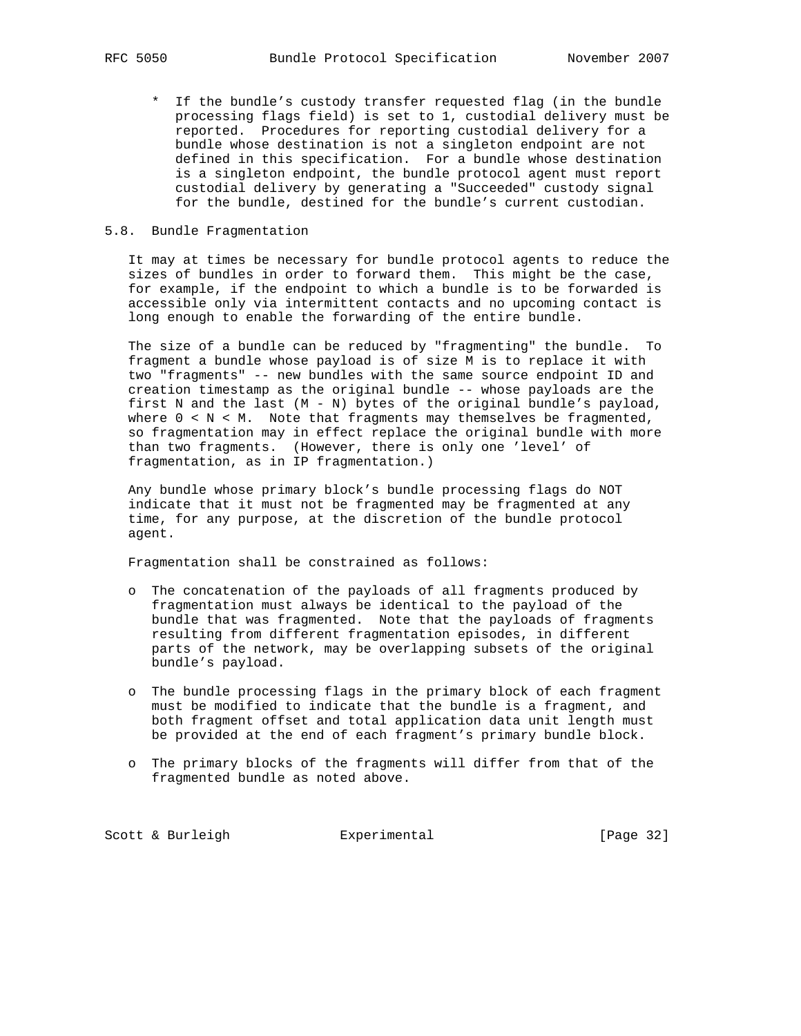* If the bundle's custody transfer requested flag (in the bundle processing flags field) is set to 1, custodial delivery must be reported. Procedures for reporting custodial delivery for a bundle whose destination is not a singleton endpoint are not defined in this specification. For a bundle whose destination is a singleton endpoint, the bundle protocol agent must report custodial delivery by generating a "Succeeded" custody signal for the bundle, destined for the bundle's current custodian.

## 5.8. Bundle Fragmentation

It may at times be necessary for bundle protocol agents to reduce the sizes of bundles in order to forward them. This might be the case, for example, if the endpoint to which a bundle is to be forwarded is accessible only via intermittent contacts and no upcoming contact is long enough to enable the forwarding of the entire bundle.

The size of a bundle can be reduced by "fragmenting" the bundle. To fragment a bundle whose payload is of size M is to replace it with two "fragments" -- new bundles with the same source endpoint ID and creation timestamp as the original bundle -- whose payloads are the first N and the last (M - N) bytes of the original bundle's payload, where $0 < N < M$. Note that fragments may themselves be fragmented, so fragmentation may in effect replace the original bundle with more than two fragments. (However, there is only one 'level' of fragmentation, as in IP fragmentation.)

Any bundle whose primary block's bundle processing flags do NOT indicate that it must not be fragmented may be fragmented at any time, for any purpose, at the discretion of the bundle protocol agent.

Fragmentation shall be constrained as follows:

- The concatenation of the payloads of all fragments produced by fragmentation must always be identical to the payload of the bundle that was fragmented. Note that the payloads of fragments resulting from different fragmentation episodes, in different parts of the network, may be overlapping subsets of the original bundle's payload.

- The bundle processing flags in the primary block of each fragment must be modified to indicate that the bundle is a fragment, and both fragment offset and total application data unit length must be provided at the end of each fragment's primary bundle block.

- The primary blocks of the fragments will differ from that of the fragmented bundle as noted above.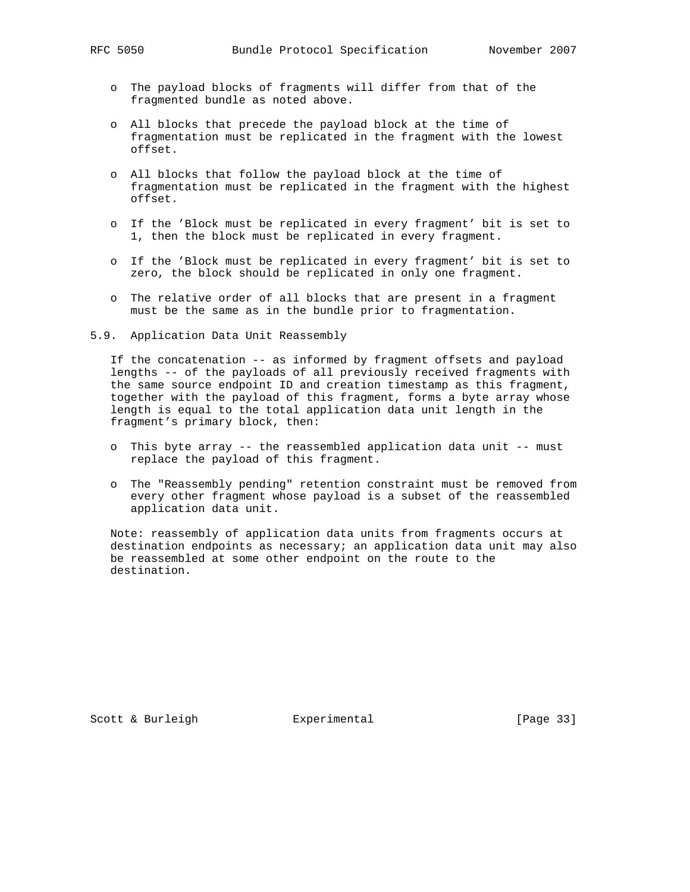- The payload blocks of fragments will differ from that of the fragmented bundle as noted above.

- All blocks that precede the payload block at the time of fragmentation must be replicated in the fragment with the lowest offset.

- All blocks that follow the payload block at the time of fragmentation must be replicated in the fragment with the highest offset.

- If the 'Block must be replicated in every fragment' bit is set to 1, then the block must be replicated in every fragment.

- If the 'Block must be replicated in every fragment' bit is set to zero, the block should be replicated in only one fragment.

- The relative order of all blocks that are present in a fragment must be the same as in the bundle prior to fragmentation.

### 5.9. Application Data Unit Reassembly

If the concatenation -- as informed by fragment offsets and payload lengths -- of the payloads of all previously received fragments with the same source endpoint ID and creation timestamp as this fragment, together with the payload of this fragment, forms a byte array whose length is equal to the total application data unit length in the fragment's primary block, then:

- This byte array -- the reassembled application data unit -- must replace the payload of this fragment.

- The "Reassembly pending" retention constraint must be removed from every other fragment whose payload is a subset of the reassembled application data unit.

Note: reassembly of application data units from fragments occurs at destination endpoints as necessary; an application data unit may also be reassembled at some other endpoint on the route to the destination.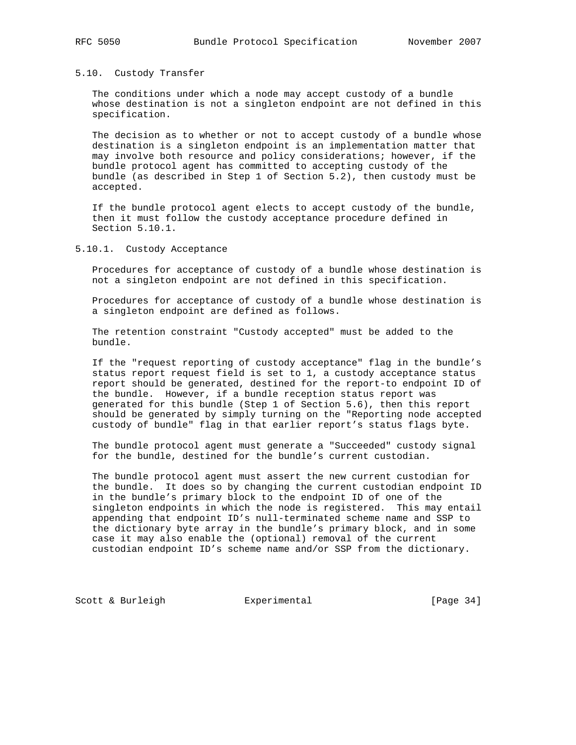### 5.10. Custody Transfer

The conditions under which a node may accept custody of a bundle whose destination is not a singleton endpoint are not defined in this specification.

The decision as to whether or not to accept custody of a bundle whose destination is a singleton endpoint is an implementation matter that may involve both resource and policy considerations; however, if the bundle protocol agent has committed to accepting custody of the bundle (as described in Step 1 of Section 5.2), then custody must be accepted.

If the bundle protocol agent elects to accept custody of the bundle, then it must follow the custody acceptance procedure defined in Section 5.10.1.

#### 5.10.1. Custody Acceptance

Procedures for acceptance of custody of a bundle whose destination is not a singleton endpoint are not defined in this specification.

Procedures for acceptance of custody of a bundle whose destination is a singleton endpoint are defined as follows.

The retention constraint "Custody accepted" must be added to the bundle.

If the "request reporting of custody acceptance" flag in the bundle's status report request field is set to 1, a custody acceptance status report should be generated, destined for the report-to endpoint ID of the bundle. However, if a bundle reception status report was generated for this bundle (Step 1 of Section 5.6), then this report should be generated by simply turning on the "Reporting node accepted custody of bundle" flag in that earlier report's status flags byte.

The bundle protocol agent must generate a "Succeeded" custody signal for the bundle, destined for the bundle's current custodian.

The bundle protocol agent must assert the new current custodian for the bundle. It does so by changing the current custodian endpoint ID in the bundle's primary block to the endpoint ID of one of the singleton endpoints in which the node is registered. This may entail appending that endpoint ID's null-terminated scheme name and SSP to the dictionary byte array in the bundle's primary block, and in some case it may also enable the (optional) removal of the current custodian endpoint ID's scheme name and/or SSP from the dictionary.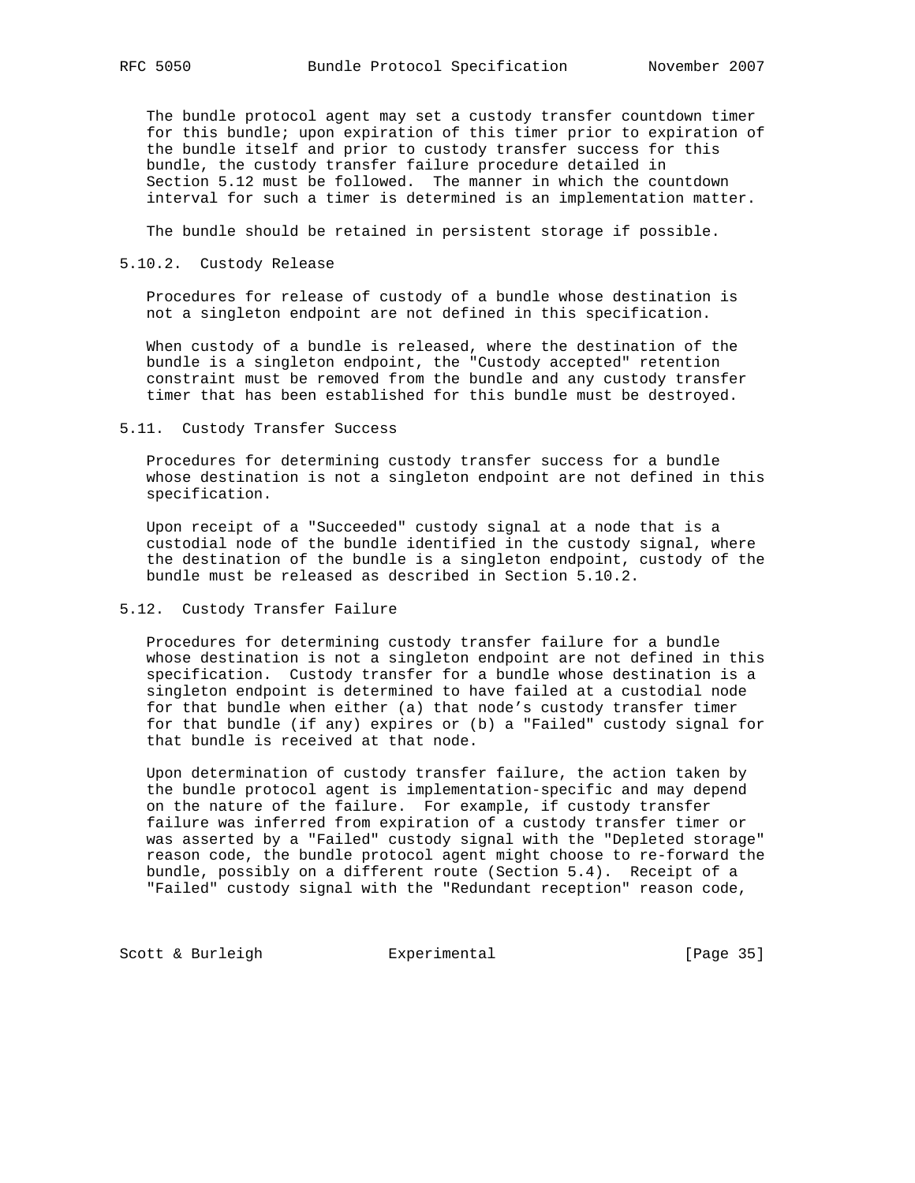The bundle protocol agent may set a custody transfer countdown timer for this bundle; upon expiration of this timer prior to expiration of the bundle itself and prior to custody transfer success for this bundle, the custody transfer failure procedure detailed in Section 5.12 must be followed. The manner in which the countdown interval for such a timer is determined is an implementation matter.

The bundle should be retained in persistent storage if possible.

### 5.10.2. Custody Release

Procedures for release of custody of a bundle whose destination is not a singleton endpoint are not defined in this specification.

When custody of a bundle is released, where the destination of the bundle is a singleton endpoint, the "Custody accepted" retention constraint must be removed from the bundle and any custody transfer timer that has been established for this bundle must be destroyed.

## 5.11. Custody Transfer Success

Procedures for determining custody transfer success for a bundle whose destination is not a singleton endpoint are not defined in this specification.

Upon receipt of a "Succeeded" custody signal at a node that is a custodial node of the bundle identified in the custody signal, where the destination of the bundle is a singleton endpoint, custody of the bundle must be released as described in Section 5.10.2.

## 5.12. Custody Transfer Failure

Procedures for determining custody transfer failure for a bundle whose destination is not a singleton endpoint are not defined in this specification. Custody transfer for a bundle whose destination is a singleton endpoint is determined to have failed at a custodial node for that bundle when either (a) that node's custody transfer timer for that bundle (if any) expires or (b) a "Failed" custody signal for that bundle is received at that node.

Upon determination of custody transfer failure, the action taken by the bundle protocol agent is implementation-specific and may depend on the nature of the failure. For example, if custody transfer failure was inferred from expiration of a custody transfer timer or was asserted by a "Failed" custody signal with the "Depleted storage" reason code, the bundle protocol agent might choose to re-forward the bundle, possibly on a different route (Section 5.4). Receipt of a "Failed" custody signal with the "Redundant reception" reason code,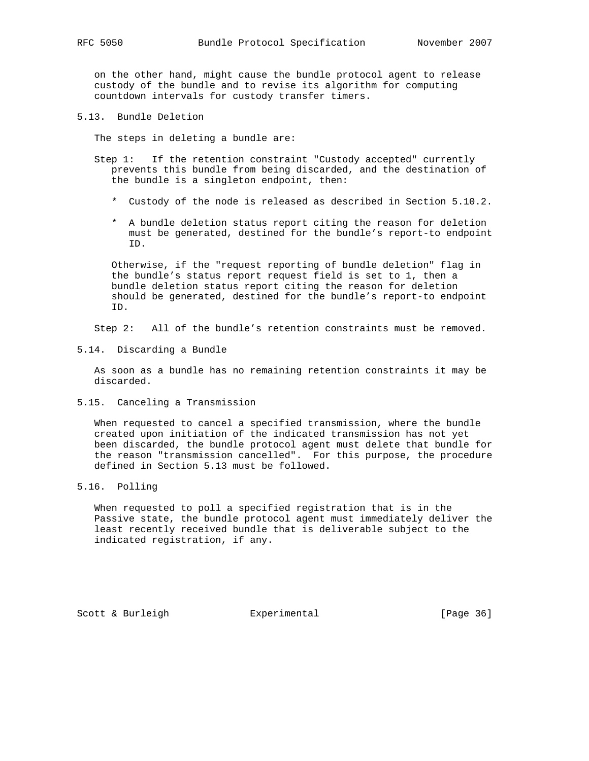on the other hand, might cause the bundle protocol agent to release custody of the bundle and to revise its algorithm for computing countdown intervals for custody transfer timers.

## 5.13. Bundle Deletion

The steps in deleting a bundle are:

Step 1: If the retention constraint "Custody accepted" currently prevents this bundle from being discarded, and the destination of the bundle is a singleton endpoint, then:

* Custody of the node is released as described in Section 5.10.2.

* A bundle deletion status report citing the reason for deletion must be generated, destined for the bundle's report-to endpoint ID.

Otherwise, if the "request reporting of bundle deletion" flag in the bundle's status report request field is set to 1, then a bundle deletion status report citing the reason for deletion should be generated, destined for the bundle's report-to endpoint ID.

Step 2: All of the bundle's retention constraints must be removed.

## 5.14. Discarding a Bundle

As soon as a bundle has no remaining retention constraints it may be discarded.

## 5.15. Canceling a Transmission

When requested to cancel a specified transmission, where the bundle created upon initiation of the indicated transmission has not yet been discarded, the bundle protocol agent must delete that bundle for the reason "transmission cancelled". For this purpose, the procedure defined in Section 5.13 must be followed.

## 5.16. Polling

When requested to poll a specified registration that is in the Passive state, the bundle protocol agent must immediately deliver the least recently received bundle that is deliverable subject to the indicated registration, if any.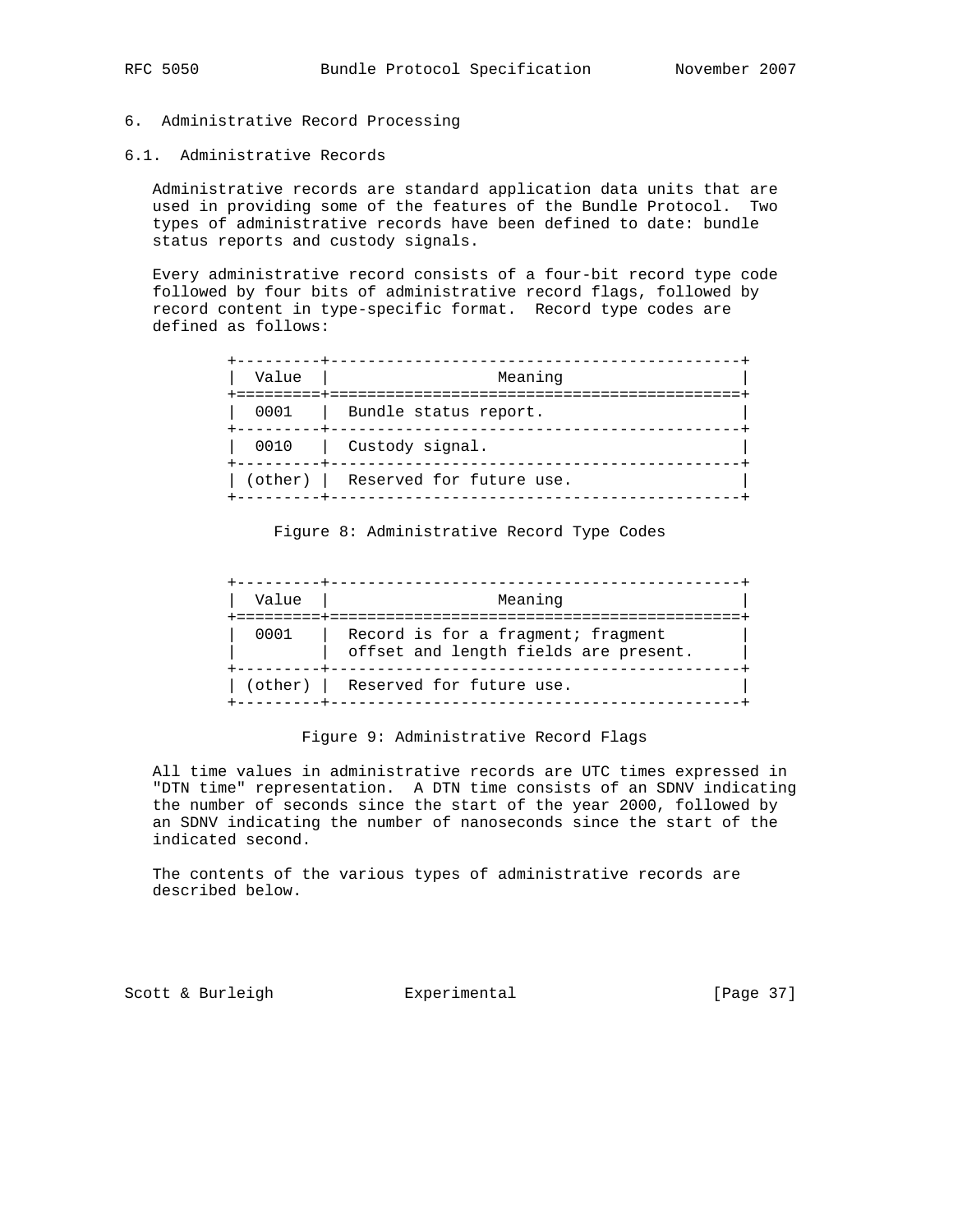# 6. Administrative Record Processing

## 6.1. Administrative Records

Administrative records are standard application data units that are used in providing some of the features of the Bundle Protocol. Two types of administrative records have been defined to date: bundle status reports and custody signals.

Every administrative record consists of a four-bit record type code followed by four bits of administrative record flags, followed by record content in type-specific format. Record type codes are defined as follows:

| Value | Meaning |
|---|---|
| 0001 | Bundle status report. |
| 0010 | Custody signal. |
| (other) | Reserved for future use. |

Figure 8: Administrative Record Type Codes

| Value | Meaning |
|---|---|
| 0001 | Record is for a fragment; fragment offset and length fields are present. |
| (other) | Reserved for future use. |

Figure 9: Administrative Record Flags

All time values in administrative records are UTC times expressed in "DTN time" representation. A DTN time consists of an SDNV indicating the number of seconds since the start of the year 2000, followed by an SDNV indicating the number of nanoseconds since the start of the indicated second.

The contents of the various types of administrative records are described below.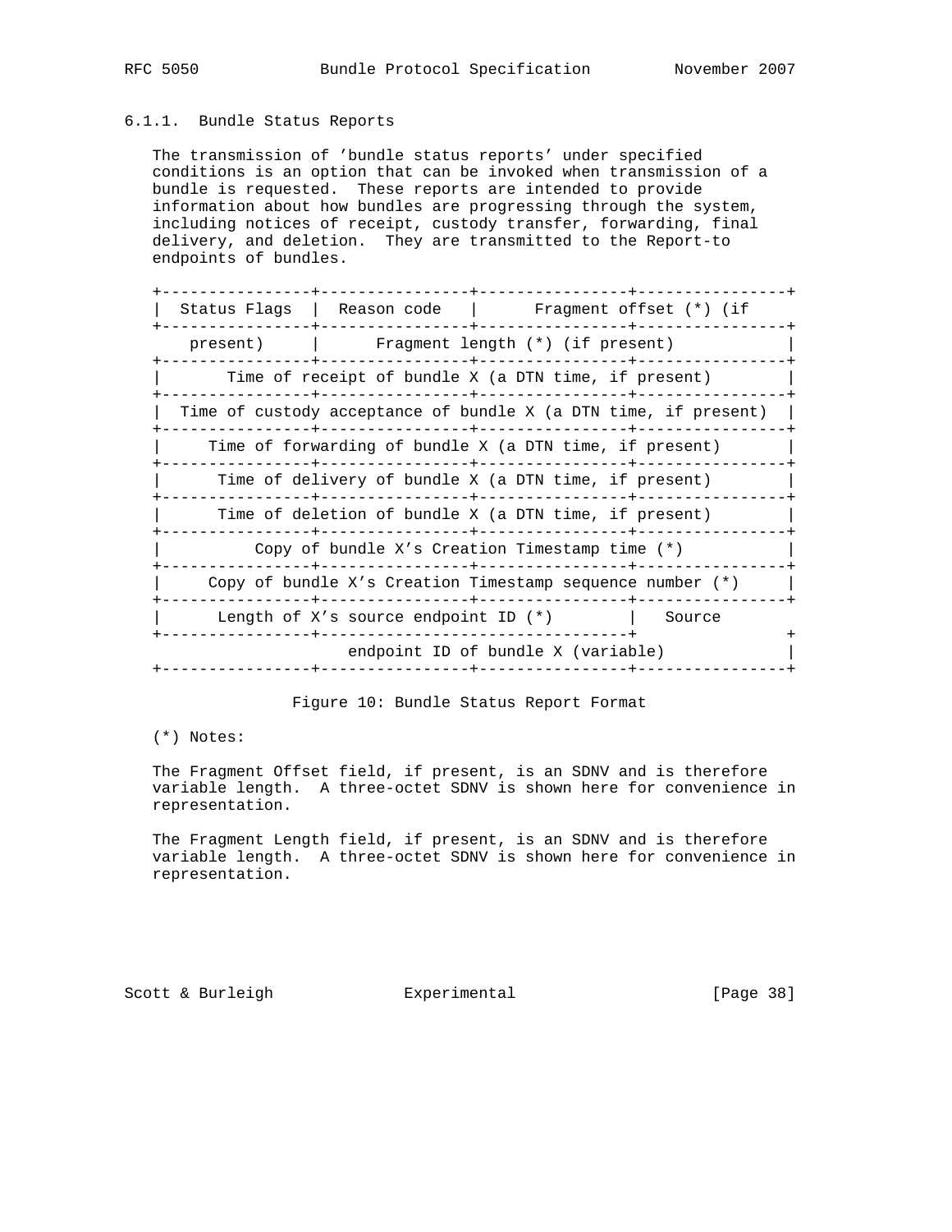### 6.1.1. Bundle Status Reports

The transmission of 'bundle status reports' under specified conditions is an option that can be invoked when transmission of a bundle is requested. These reports are intended to provide information about how bundles are progressing through the system, including notices of receipt, custody transfer, forwarding, final delivery, and deletion. They are transmitted to the Report-to endpoints of bundles.

```
+----------------+----------------+----------------+----------------+
|  Status Flags  |  Reason code   |      Fragment offset (*) (if
+----------------+----------------+----------------+----------------+
    present)     |      Fragment length (*) (if present)           |
+----------------+----------------+----------------+----------------+
|       Time of receipt of bundle X (a DTN time, if present)        |
+----------------+----------------+----------------+----------------+
|  Time of custody acceptance of bundle X (a DTN time, if present)  |
+----------------+----------------+----------------+----------------+
|     Time of forwarding of bundle X (a DTN time, if present)       |
+----------------+----------------+----------------+----------------+
|      Time of delivery of bundle X (a DTN time, if present)        |
+----------------+----------------+----------------+----------------+
|      Time of deletion of bundle X (a DTN time, if present)        |
+----------------+----------------+----------------+----------------+
|          Copy of bundle X's Creation Timestamp time (*)           |
+----------------+----------------+----------------+----------------+
|     Copy of bundle X's Creation Timestamp sequence number (*)     |
+----------------+----------------+----------------+----------------+
|      Length of X's source endpoint ID (*)        |   Source
+----------------+---------------------------------+                +
                     endpoint ID of bundle X (variable)             |
+----------------+----------------+----------------+----------------+
```

Figure 10: Bundle Status Report Format

(*) Notes:

The Fragment Offset field, if present, is an SDNV and is therefore variable length. A three-octet SDNV is shown here for convenience in representation.

The Fragment Length field, if present, is an SDNV and is therefore variable length. A three-octet SDNV is shown here for convenience in representation.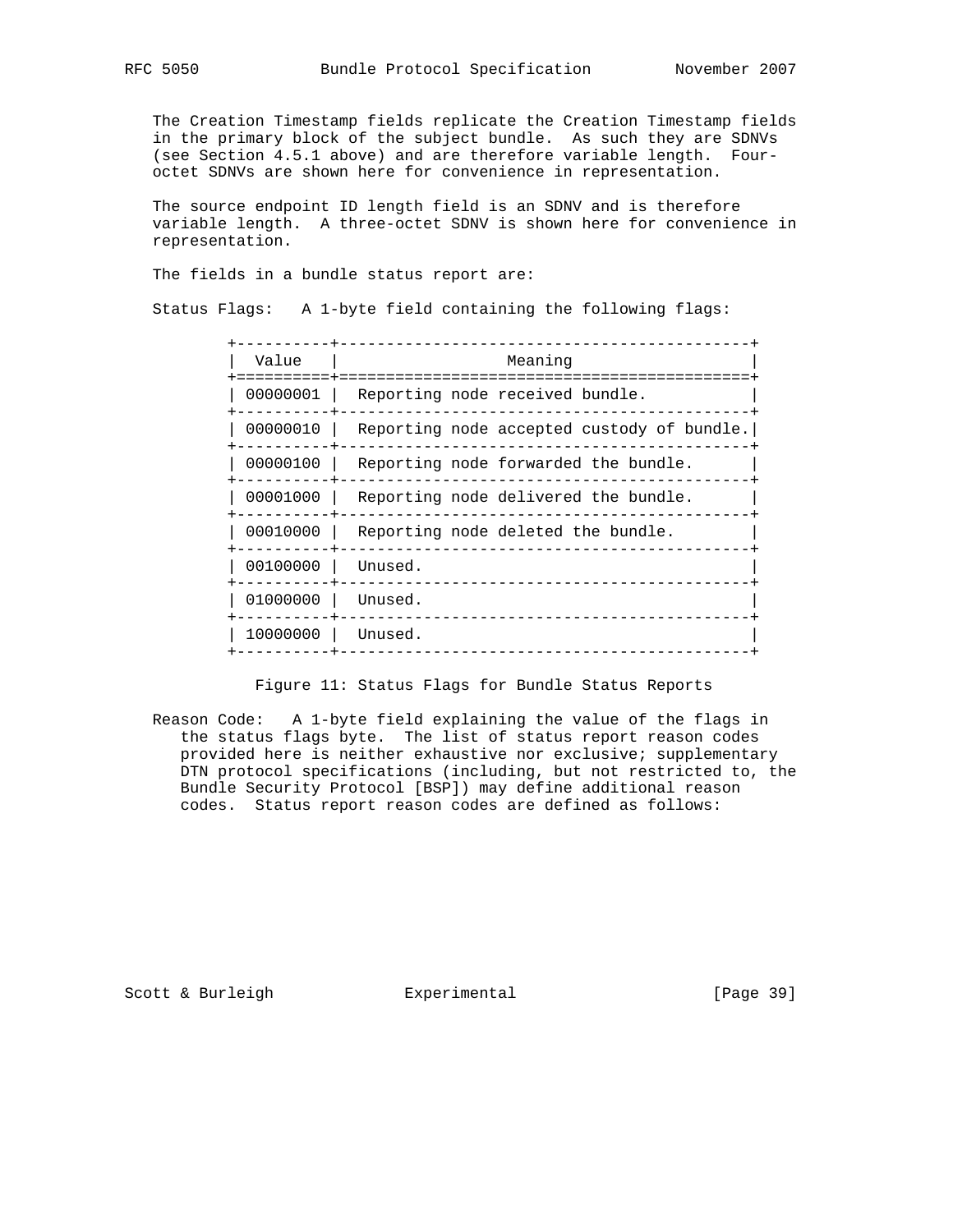The Creation Timestamp fields replicate the Creation Timestamp fields in the primary block of the subject bundle. As such they are SDNVs (see Section 4.5.1 above) and are therefore variable length. Four-octet SDNVs are shown here for convenience in representation.

The source endpoint ID length field is an SDNV and is therefore variable length. A three-octet SDNV is shown here for convenience in representation.

The fields in a bundle status report are:

Status Flags: A 1-byte field containing the following flags:

| Value | Meaning |
|---|---|
| 00000001 | Reporting node received bundle. |
| 00000010 | Reporting node accepted custody of bundle. |
| 00000100 | Reporting node forwarded the bundle. |
| 00001000 | Reporting node delivered the bundle. |
| 00010000 | Reporting node deleted the bundle. |
| 00100000 | Unused. |
| 01000000 | Unused. |
| 10000000 | Unused. |

Figure 11: Status Flags for Bundle Status Reports

Reason Code: A 1-byte field explaining the value of the flags in the status flags byte. The list of status report reason codes provided here is neither exhaustive nor exclusive; supplementary DTN protocol specifications (including, but not restricted to, the Bundle Security Protocol [BSP]) may define additional reason codes. Status report reason codes are defined as follows: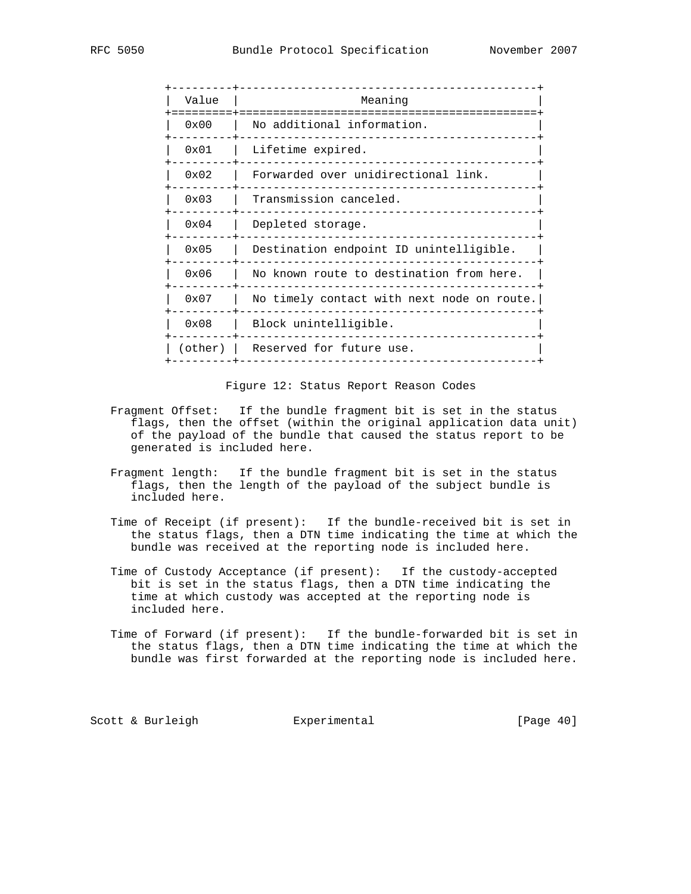| Value | Meaning |
|---|---|
| 0x00 | No additional information. |
| 0x01 | Lifetime expired. |
| 0x02 | Forwarded over unidirectional link. |
| 0x03 | Transmission canceled. |
| 0x04 | Depleted storage. |
| 0x05 | Destination endpoint ID unintelligible. |
| 0x06 | No known route to destination from here. |
| 0x07 | No timely contact with next node on route. |
| 0x08 | Block unintelligible. |
| (other) | Reserved for future use. |

Figure 12: Status Report Reason Codes

Fragment Offset: If the bundle fragment bit is set in the status flags, then the offset (within the original application data unit) of the payload of the bundle that caused the status report to be generated is included here.

Fragment length: If the bundle fragment bit is set in the status flags, then the length of the payload of the subject bundle is included here.

Time of Receipt (if present): If the bundle-received bit is set in the status flags, then a DTN time indicating the time at which the bundle was received at the reporting node is included here.

Time of Custody Acceptance (if present): If the custody-accepted bit is set in the status flags, then a DTN time indicating the time at which custody was accepted at the reporting node is included here.

Time of Forward (if present): If the bundle-forwarded bit is set in the status flags, then a DTN time indicating the time at which the bundle was first forwarded at the reporting node is included here.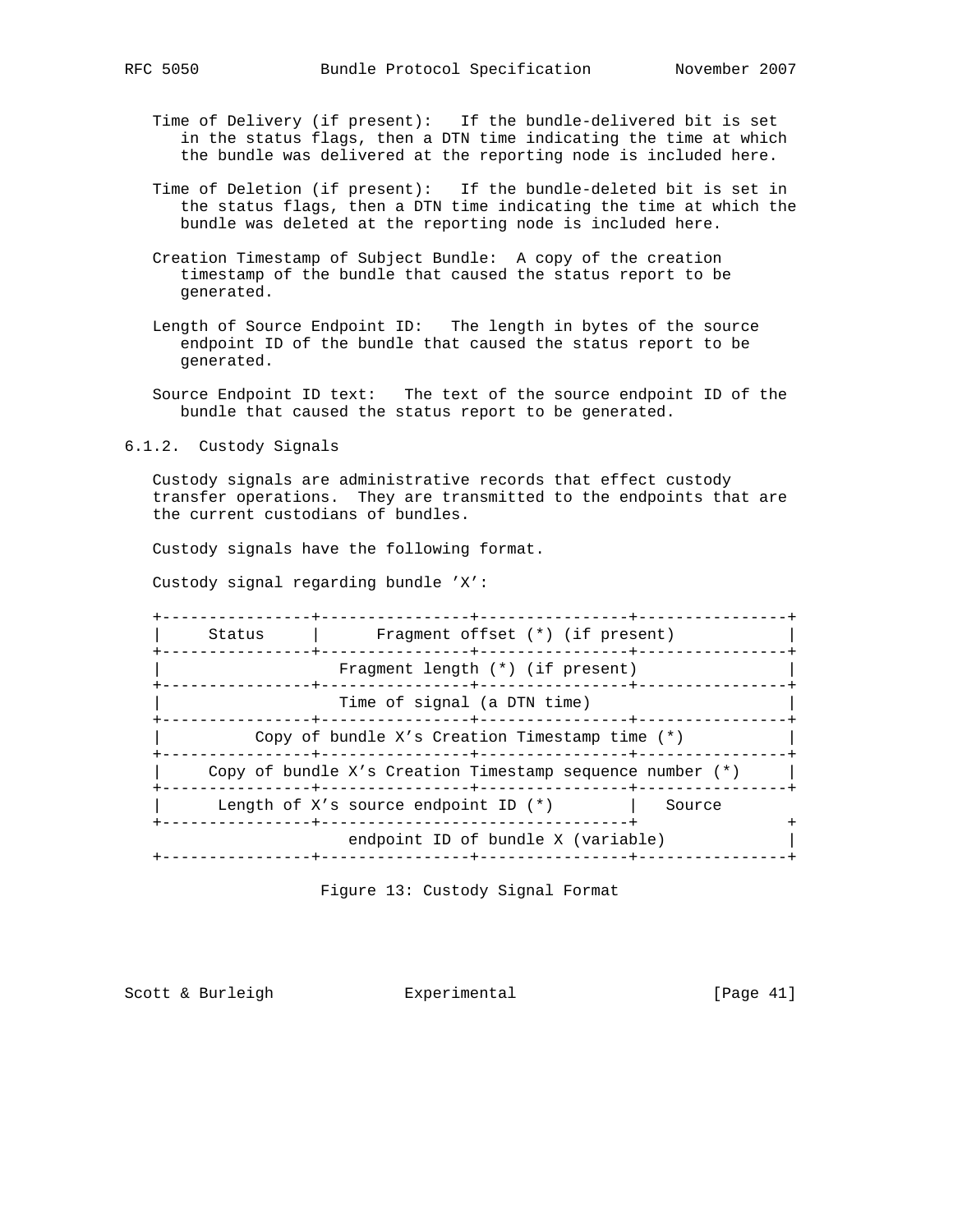Time of Delivery (if present): If the bundle-delivered bit is set in the status flags, then a DTN time indicating the time at which the bundle was delivered at the reporting node is included here.

Time of Deletion (if present): If the bundle-deleted bit is set in the status flags, then a DTN time indicating the time at which the bundle was deleted at the reporting node is included here.

Creation Timestamp of Subject Bundle: A copy of the creation timestamp of the bundle that caused the status report to be generated.

Length of Source Endpoint ID: The length in bytes of the source endpoint ID of the bundle that caused the status report to be generated.

Source Endpoint ID text: The text of the source endpoint ID of the bundle that caused the status report to be generated.

### 6.1.2. Custody Signals

Custody signals are administrative records that effect custody transfer operations. They are transmitted to the endpoints that are the current custodians of bundles.

Custody signals have the following format.

Custody signal regarding bundle 'X':

```
+----------------+----------------+----------------+----------------+
|     Status     |      Fragment offset (*) (if present)            |
+----------------+----------------+----------------+----------------+
|                   Fragment length (*) (if present)                |
+----------------+----------------+----------------+----------------+
|                   Time of signal (a DTN time)                     |
+----------------+----------------+----------------+----------------+
|          Copy of bundle X's Creation Timestamp time (*)           |
+----------------+----------------+----------------+----------------+
|     Copy of bundle X's Creation Timestamp sequence number (*)     |
+----------------+----------------+----------------+----------------+
|      Length of X's source endpoint ID (*)       |   Source        |
+----------------+---------------------------------+                +
                    endpoint ID of bundle X (variable)              |
+----------------+----------------+----------------+----------------+
```

Figure 13: Custody Signal Format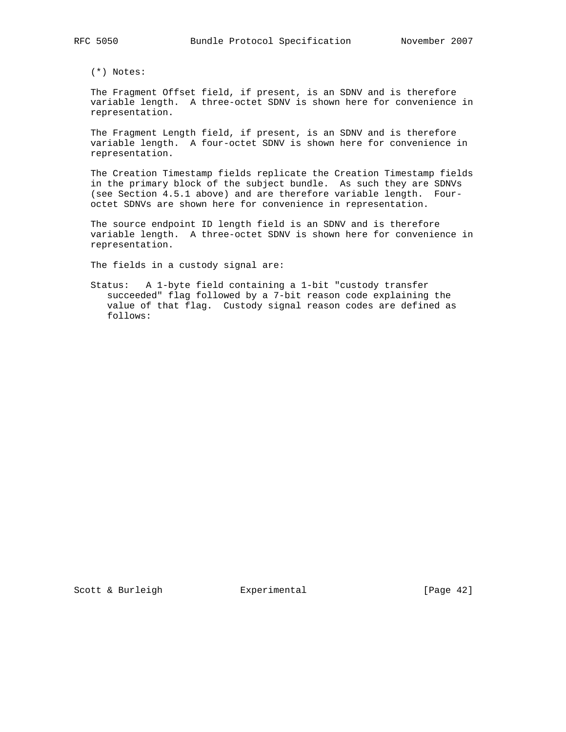(*) Notes:

The Fragment Offset field, if present, is an SDNV and is therefore variable length. A three-octet SDNV is shown here for convenience in representation.

The Fragment Length field, if present, is an SDNV and is therefore variable length. A four-octet SDNV is shown here for convenience in representation.

The Creation Timestamp fields replicate the Creation Timestamp fields in the primary block of the subject bundle. As such they are SDNVs (see Section 4.5.1 above) and are therefore variable length. Four-octet SDNVs are shown here for convenience in representation.

The source endpoint ID length field is an SDNV and is therefore variable length. A three-octet SDNV is shown here for convenience in representation.

The fields in a custody signal are:

Status: A 1-byte field containing a 1-bit "custody transfer succeeded" flag followed by a 7-bit reason code explaining the value of that flag. Custody signal reason codes are defined as follows: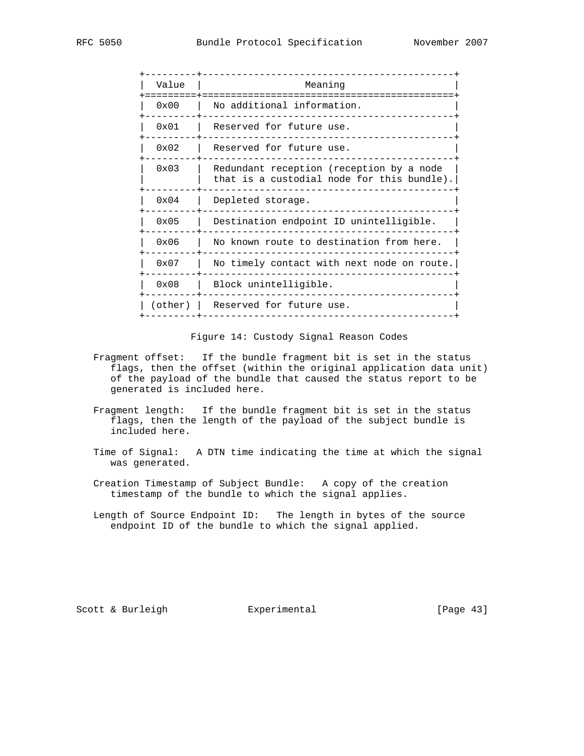| Value | Meaning |
| --- | --- |
| 0x00 | No additional information. |
| 0x01 | Reserved for future use. |
| 0x02 | Reserved for future use. |
| 0x03 | Redundant reception (reception by a node that is a custodial node for this bundle). |
| 0x04 | Depleted storage. |
| 0x05 | Destination endpoint ID unintelligible. |
| 0x06 | No known route to destination from here. |
| 0x07 | No timely contact with next node on route. |
| 0x08 | Block unintelligible. |
| (other) | Reserved for future use. |

Figure 14: Custody Signal Reason Codes

Fragment offset: If the bundle fragment bit is set in the status flags, then the offset (within the original application data unit) of the payload of the bundle that caused the status report to be generated is included here.

Fragment length: If the bundle fragment bit is set in the status flags, then the length of the payload of the subject bundle is included here.

Time of Signal: A DTN time indicating the time at which the signal was generated.

Creation Timestamp of Subject Bundle: A copy of the creation timestamp of the bundle to which the signal applies.

Length of Source Endpoint ID: The length in bytes of the source endpoint ID of the bundle to which the signal applied.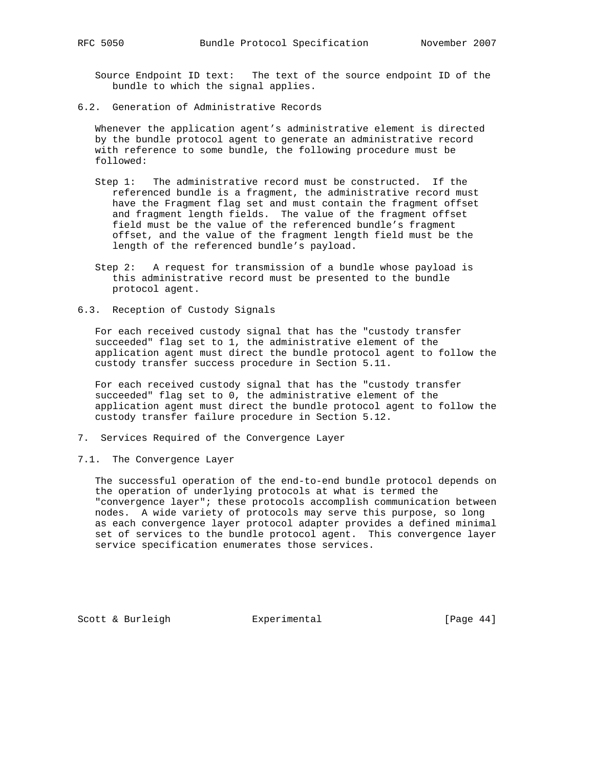Source Endpoint ID text: The text of the source endpoint ID of the bundle to which the signal applies.

## 6.2. Generation of Administrative Records

Whenever the application agent's administrative element is directed by the bundle protocol agent to generate an administrative record with reference to some bundle, the following procedure must be followed:

Step 1: The administrative record must be constructed. If the referenced bundle is a fragment, the administrative record must have the Fragment flag set and must contain the fragment offset and fragment length fields. The value of the fragment offset field must be the value of the referenced bundle's fragment offset, and the value of the fragment length field must be the length of the referenced bundle's payload.

Step 2: A request for transmission of a bundle whose payload is this administrative record must be presented to the bundle protocol agent.

## 6.3. Reception of Custody Signals

For each received custody signal that has the "custody transfer succeeded" flag set to 1, the administrative element of the application agent must direct the bundle protocol agent to follow the custody transfer success procedure in Section 5.11.

For each received custody signal that has the "custody transfer succeeded" flag set to 0, the administrative element of the application agent must direct the bundle protocol agent to follow the custody transfer failure procedure in Section 5.12.

# 7. Services Required of the Convergence Layer

## 7.1. The Convergence Layer

The successful operation of the end-to-end bundle protocol depends on the operation of underlying protocols at what is termed the "convergence layer"; these protocols accomplish communication between nodes. A wide variety of protocols may serve this purpose, so long as each convergence layer protocol adapter provides a defined minimal set of services to the bundle protocol agent. This convergence layer service specification enumerates those services.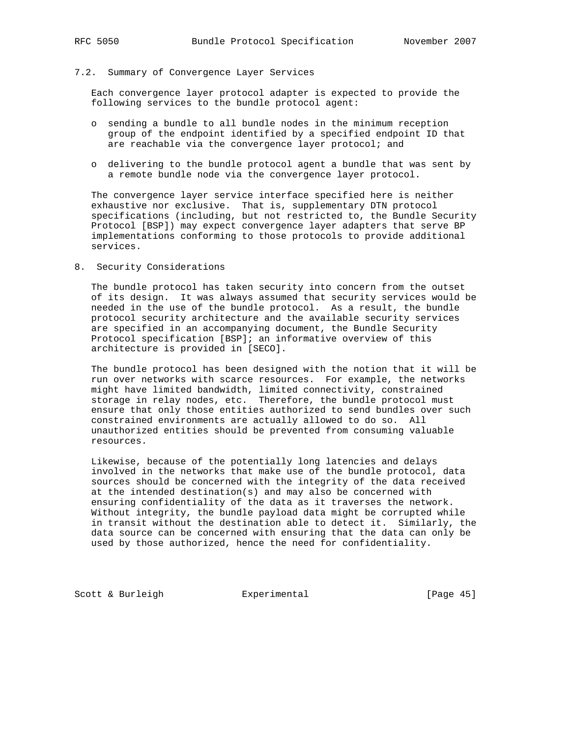## 7.2. Summary of Convergence Layer Services

Each convergence layer protocol adapter is expected to provide the following services to the bundle protocol agent:

- sending a bundle to all bundle nodes in the minimum reception group of the endpoint identified by a specified endpoint ID that are reachable via the convergence layer protocol; and

- delivering to the bundle protocol agent a bundle that was sent by a remote bundle node via the convergence layer protocol.

The convergence layer service interface specified here is neither exhaustive nor exclusive. That is, supplementary DTN protocol specifications (including, but not restricted to, the Bundle Security Protocol [BSP]) may expect convergence layer adapters that serve BP implementations conforming to those protocols to provide additional services.

# 8. Security Considerations

The bundle protocol has taken security into concern from the outset of its design. It was always assumed that security services would be needed in the use of the bundle protocol. As a result, the bundle protocol security architecture and the available security services are specified in an accompanying document, the Bundle Security Protocol specification [BSP]; an informative overview of this architecture is provided in [SECO].

The bundle protocol has been designed with the notion that it will be run over networks with scarce resources. For example, the networks might have limited bandwidth, limited connectivity, constrained storage in relay nodes, etc. Therefore, the bundle protocol must ensure that only those entities authorized to send bundles over such constrained environments are actually allowed to do so. All unauthorized entities should be prevented from consuming valuable resources.

Likewise, because of the potentially long latencies and delays involved in the networks that make use of the bundle protocol, data sources should be concerned with the integrity of the data received at the intended destination(s) and may also be concerned with ensuring confidentiality of the data as it traverses the network. Without integrity, the bundle payload data might be corrupted while in transit without the destination able to detect it. Similarly, the data source can be concerned with ensuring that the data can only be used by those authorized, hence the need for confidentiality.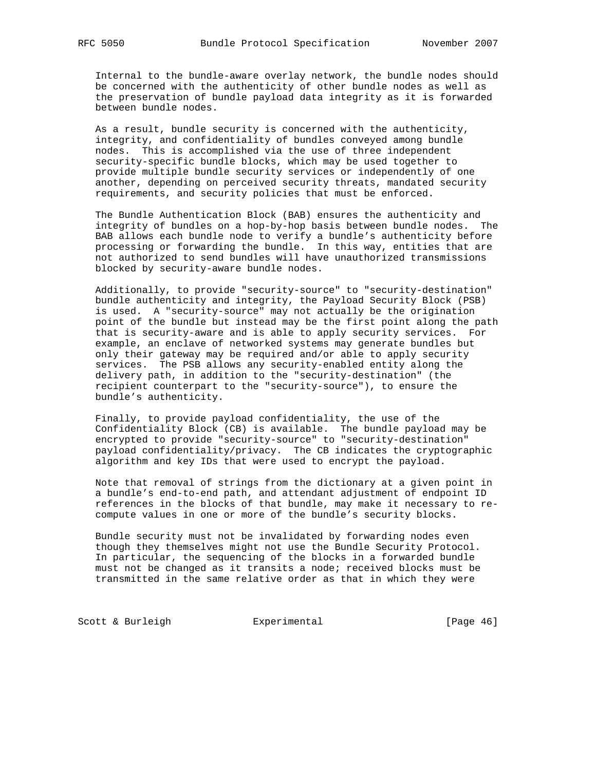Internal to the bundle-aware overlay network, the bundle nodes should be concerned with the authenticity of other bundle nodes as well as the preservation of bundle payload data integrity as it is forwarded between bundle nodes.

As a result, bundle security is concerned with the authenticity, integrity, and confidentiality of bundles conveyed among bundle nodes. This is accomplished via the use of three independent security-specific bundle blocks, which may be used together to provide multiple bundle security services or independently of one another, depending on perceived security threats, mandated security requirements, and security policies that must be enforced.

The Bundle Authentication Block (BAB) ensures the authenticity and integrity of bundles on a hop-by-hop basis between bundle nodes. The BAB allows each bundle node to verify a bundle's authenticity before processing or forwarding the bundle. In this way, entities that are not authorized to send bundles will have unauthorized transmissions blocked by security-aware bundle nodes.

Additionally, to provide "security-source" to "security-destination" bundle authenticity and integrity, the Payload Security Block (PSB) is used. A "security-source" may not actually be the origination point of the bundle but instead may be the first point along the path that is security-aware and is able to apply security services. For example, an enclave of networked systems may generate bundles but only their gateway may be required and/or able to apply security services. The PSB allows any security-enabled entity along the delivery path, in addition to the "security-destination" (the recipient counterpart to the "security-source"), to ensure the bundle's authenticity.

Finally, to provide payload confidentiality, the use of the Confidentiality Block (CB) is available. The bundle payload may be encrypted to provide "security-source" to "security-destination" payload confidentiality/privacy. The CB indicates the cryptographic algorithm and key IDs that were used to encrypt the payload.

Note that removal of strings from the dictionary at a given point in a bundle's end-to-end path, and attendant adjustment of endpoint ID references in the blocks of that bundle, may make it necessary to re-compute values in one or more of the bundle's security blocks.

Bundle security must not be invalidated by forwarding nodes even though they themselves might not use the Bundle Security Protocol. In particular, the sequencing of the blocks in a forwarded bundle must not be changed as it transits a node; received blocks must be transmitted in the same relative order as that in which they were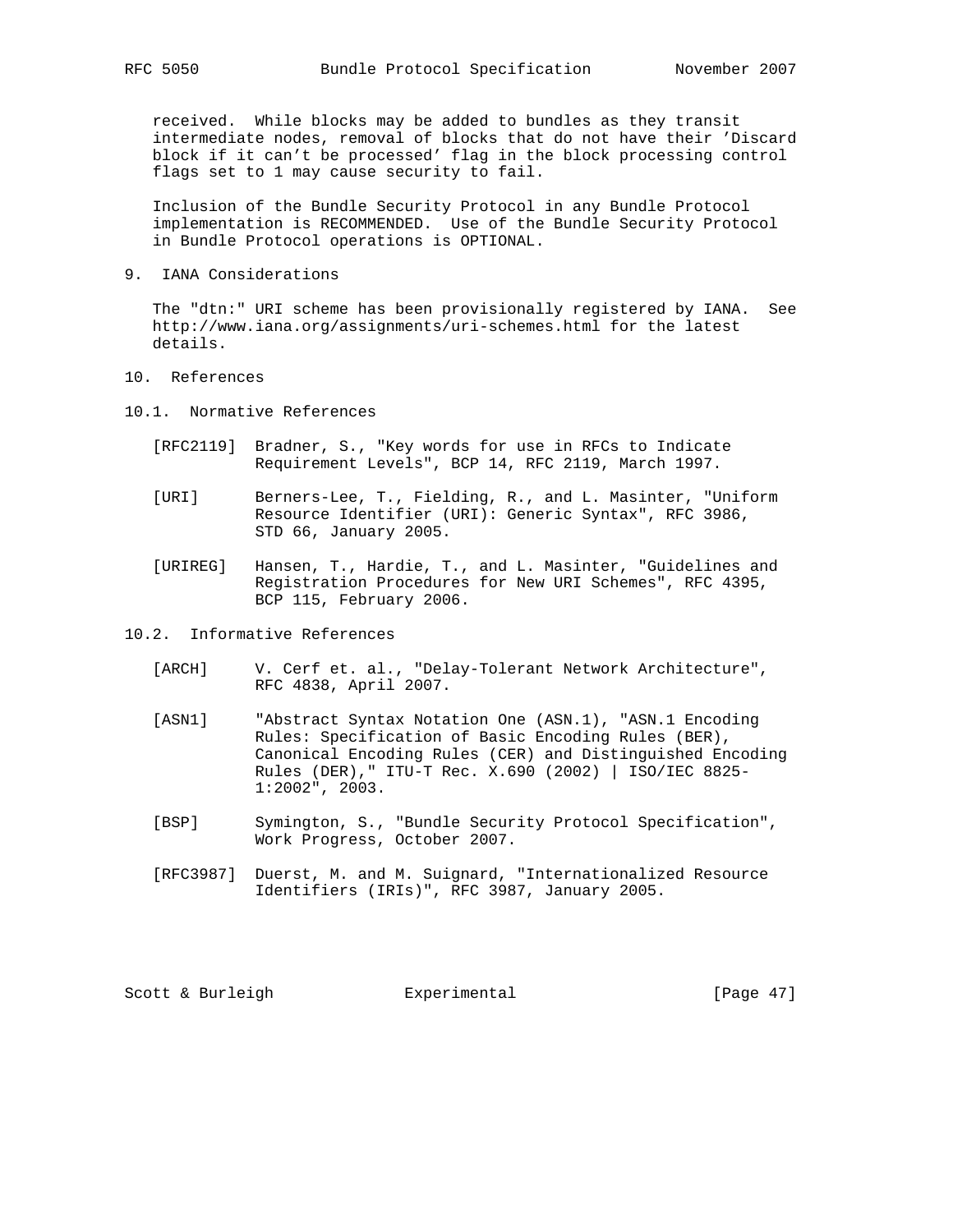received. While blocks may be added to bundles as they transit intermediate nodes, removal of blocks that do not have their 'Discard block if it can't be processed' flag in the block processing control flags set to 1 may cause security to fail.

Inclusion of the Bundle Security Protocol in any Bundle Protocol implementation is RECOMMENDED. Use of the Bundle Security Protocol in Bundle Protocol operations is OPTIONAL.

## 9. IANA Considerations

The "dtn:" URI scheme has been provisionally registered by IANA. See http://www.iana.org/assignments/uri-schemes.html for the latest details.

## 10. References

### 10.1. Normative References

[RFC2119] Bradner, S., "Key words for use in RFCs to Indicate Requirement Levels", BCP 14, RFC 2119, March 1997.

[URI] Berners-Lee, T., Fielding, R., and L. Masinter, "Uniform Resource Identifier (URI): Generic Syntax", RFC 3986, STD 66, January 2005.

[URIREG] Hansen, T., Hardie, T., and L. Masinter, "Guidelines and Registration Procedures for New URI Schemes", RFC 4395, BCP 115, February 2006.

### 10.2. Informative References

[ARCH] V. Cerf et. al., "Delay-Tolerant Network Architecture", RFC 4838, April 2007.

[ASN1] "Abstract Syntax Notation One (ASN.1), "ASN.1 Encoding Rules: Specification of Basic Encoding Rules (BER), Canonical Encoding Rules (CER) and Distinguished Encoding Rules (DER)," ITU-T Rec. X.690 (2002) | ISO/IEC 8825-1:2002", 2003.

[BSP] Symington, S., "Bundle Security Protocol Specification", Work Progress, October 2007.

[RFC3987] Duerst, M. and M. Suignard, "Internationalized Resource Identifiers (IRIs)", RFC 3987, January 2005.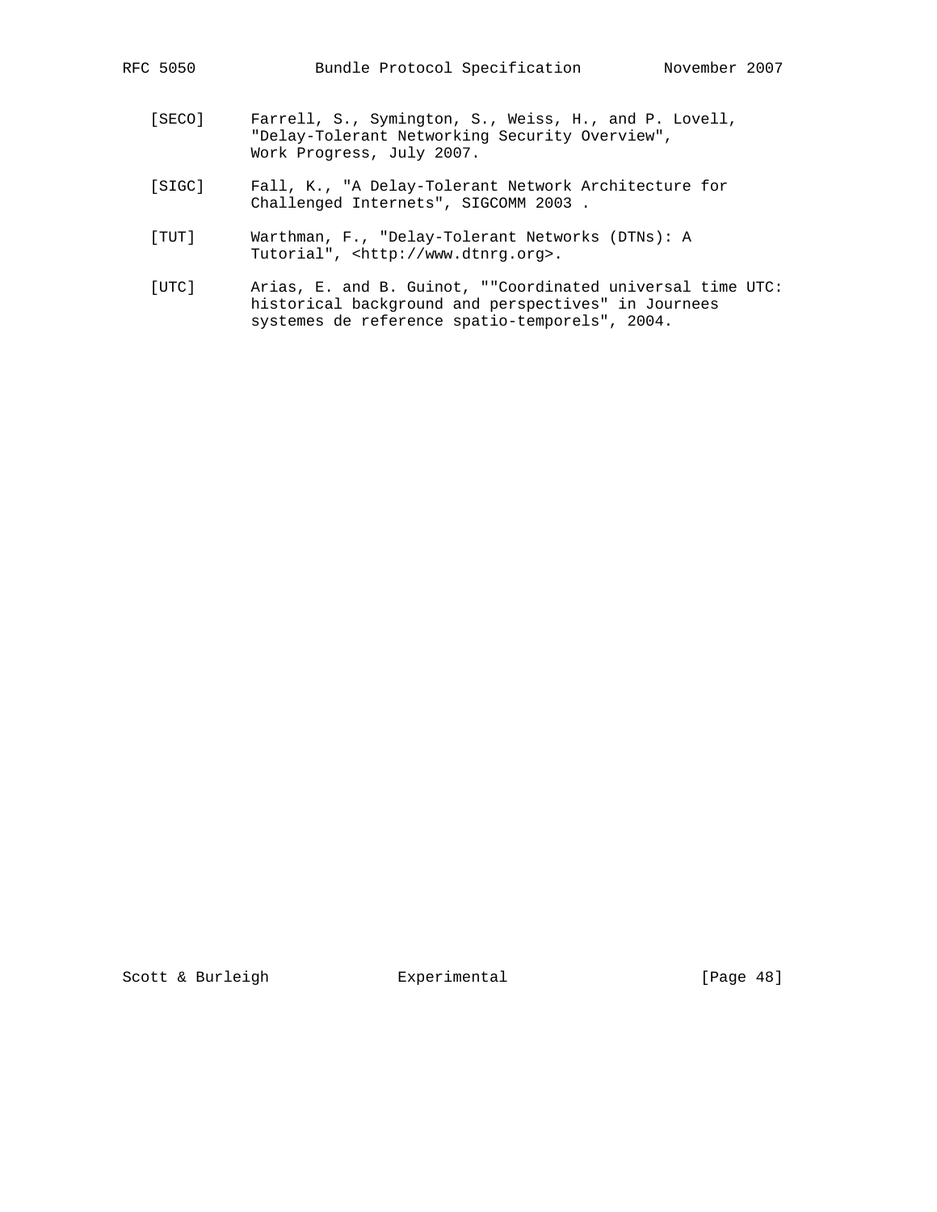[SECO] Farrell, S., Symington, S., Weiss, H., and P. Lovell, "Delay-Tolerant Networking Security Overview", Work Progress, July 2007.

[SIGC] Fall, K., "A Delay-Tolerant Network Architecture for Challenged Internets", SIGCOMM 2003 .

[TUT] Warthman, F., "Delay-Tolerant Networks (DTNs): A Tutorial", <http://www.dtnrg.org>.

[UTC] Arias, E. and B. Guinot, ""Coordinated universal time UTC: historical background and perspectives" in Journees systemes de reference spatio-temporels", 2004.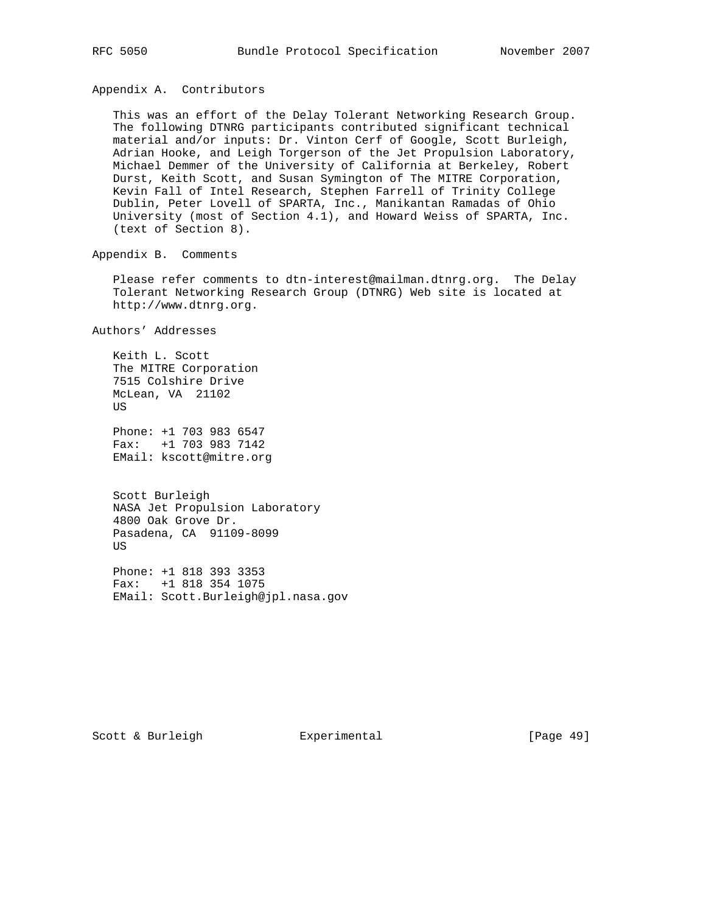## Appendix A. Contributors

This was an effort of the Delay Tolerant Networking Research Group. The following DTNRG participants contributed significant technical material and/or inputs: Dr. Vinton Cerf of Google, Scott Burleigh, Adrian Hooke, and Leigh Torgerson of the Jet Propulsion Laboratory, Michael Demmer of the University of California at Berkeley, Robert Durst, Keith Scott, and Susan Symington of The MITRE Corporation, Kevin Fall of Intel Research, Stephen Farrell of Trinity College Dublin, Peter Lovell of SPARTA, Inc., Manikantan Ramadas of Ohio University (most of Section 4.1), and Howard Weiss of SPARTA, Inc. (text of Section 8).

## Appendix B. Comments

Please refer comments to dtn-interest@mailman.dtnrg.org. The Delay Tolerant Networking Research Group (DTNRG) Web site is located at http://www.dtnrg.org.

## Authors' Addresses

Keith L. Scott
The MITRE Corporation
7515 Colshire Drive
McLean, VA 21102
US

Phone: +1 703 983 6547
Fax: +1 703 983 7142
EMail: kscott@mitre.org

Scott Burleigh
NASA Jet Propulsion Laboratory
4800 Oak Grove Dr.
Pasadena, CA 91109-8099
US

Phone: +1 818 393 3353
Fax: +1 818 354 1075
EMail: Scott.Burleigh@jpl.nasa.gov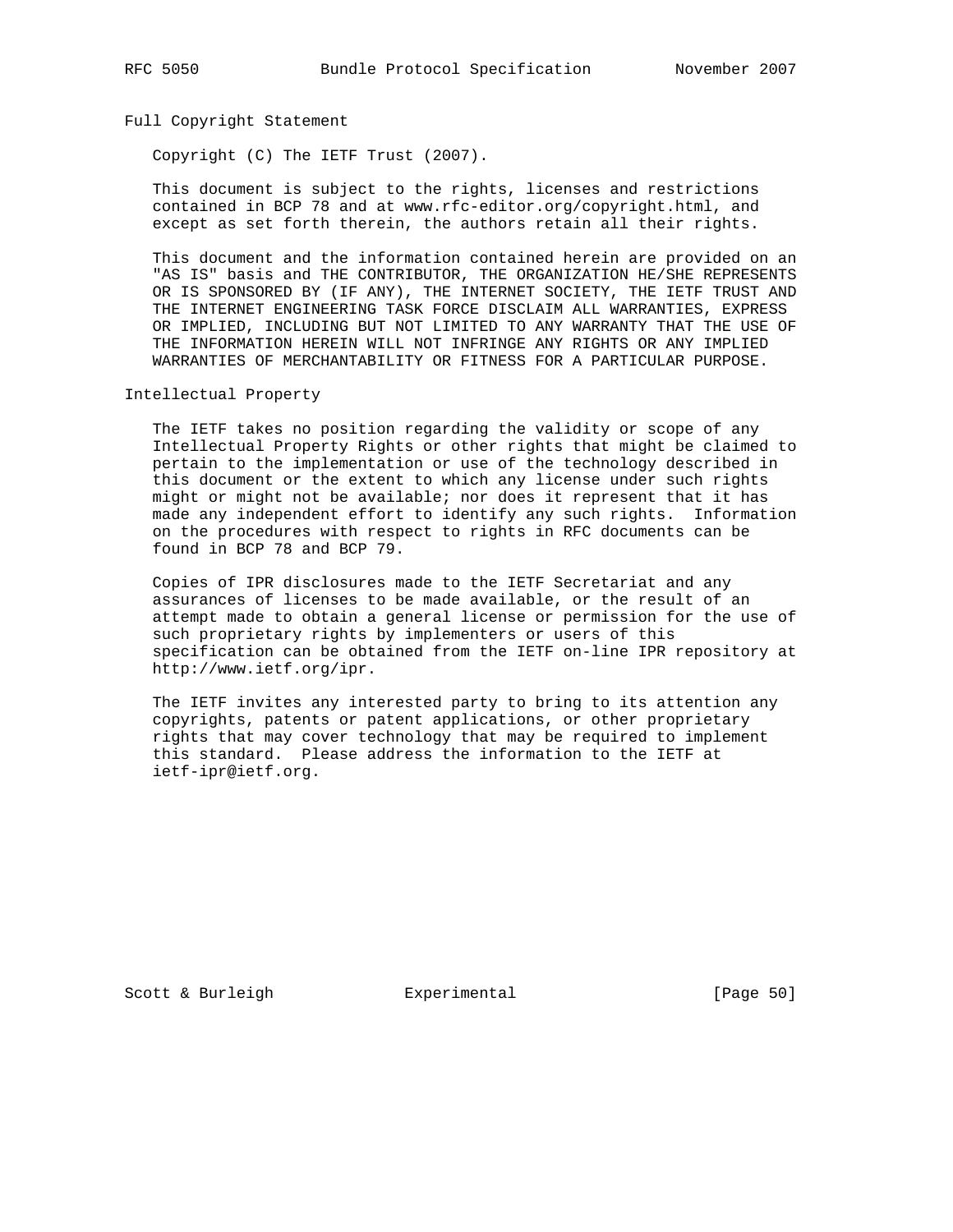## Full Copyright Statement

Copyright (C) The IETF Trust (2007).

This document is subject to the rights, licenses and restrictions contained in BCP 78 and at www.rfc-editor.org/copyright.html, and except as set forth therein, the authors retain all their rights.

This document and the information contained herein are provided on an "AS IS" basis and THE CONTRIBUTOR, THE ORGANIZATION HE/SHE REPRESENTS OR IS SPONSORED BY (IF ANY), THE INTERNET SOCIETY, THE IETF TRUST AND THE INTERNET ENGINEERING TASK FORCE DISCLAIM ALL WARRANTIES, EXPRESS OR IMPLIED, INCLUDING BUT NOT LIMITED TO ANY WARRANTY THAT THE USE OF THE INFORMATION HEREIN WILL NOT INFRINGE ANY RIGHTS OR ANY IMPLIED WARRANTIES OF MERCHANTABILITY OR FITNESS FOR A PARTICULAR PURPOSE.

## Intellectual Property

The IETF takes no position regarding the validity or scope of any Intellectual Property Rights or other rights that might be claimed to pertain to the implementation or use of the technology described in this document or the extent to which any license under such rights might or might not be available; nor does it represent that it has made any independent effort to identify any such rights. Information on the procedures with respect to rights in RFC documents can be found in BCP 78 and BCP 79.

Copies of IPR disclosures made to the IETF Secretariat and any assurances of licenses to be made available, or the result of an attempt made to obtain a general license or permission for the use of such proprietary rights by implementers or users of this specification can be obtained from the IETF on-line IPR repository at http://www.ietf.org/ipr.

The IETF invites any interested party to bring to its attention any copyrights, patents or patent applications, or other proprietary rights that may cover technology that may be required to implement this standard. Please address the information to the IETF at ietf-ipr@ietf.org.